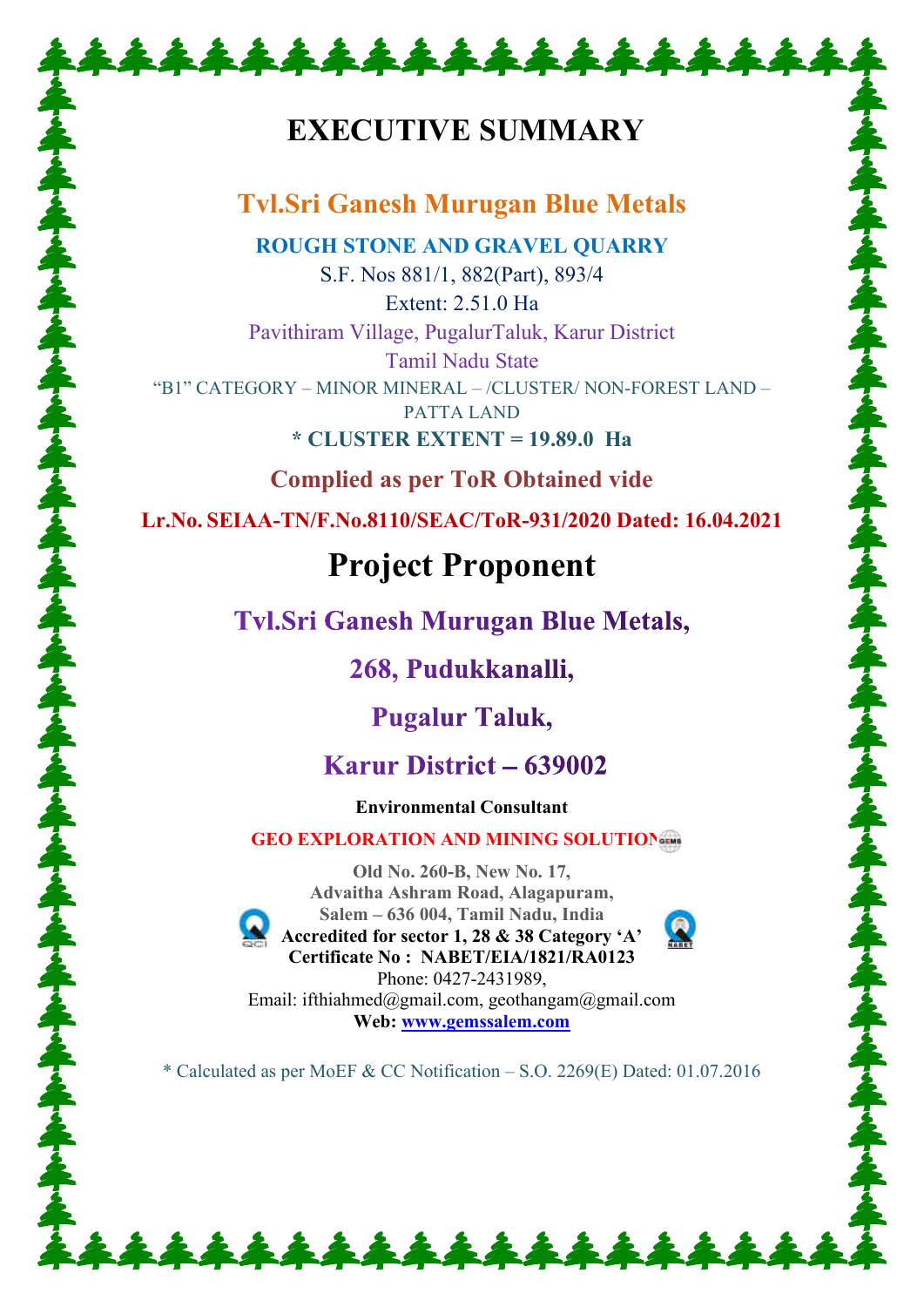# EXECUTIVE SUMMARY

## Tvl.Sri Ganesh Murugan Blue Metals

**ROUGH STONE AND GRAVEL QUARRY**

S.F. Nos 881/1, 882(Part), 893/4

Extent: 2.51.0 Ha

Pavithiram Village, PugalurTaluk, Karur District

Tamil Nadu State

"B1" CATEGORY – MINOR MINERAL – /CLUSTER/ NON-FOREST LAND – PATTA LAND

**\* CLUSTER EXTENT = 19.89.0 Ha**

**Complied as per ToR Obtained vide**

**Lr.No. SEIAA-TN/F.No.8110/SEAC/ToR-931/2020 Dated: 16.04.2021**

# Project Proponent

**Tvl.Sri Ganesh Murugan Blue Metals,**

**268, Pudukkanalli,**

**Pugalur Taluk,**

**Karur District – 639002**

**Environmental Consultant**

**GEO EXPLORATION AND MINING SOLUTIONS**

**Old No. 260-B, New No. 17,**
**Advaitha Ashram Road, Alagapuram,**
**Salem – 636 004, Tamil Nadu, India**
**Accredited for sector 1, 28 & 38 Category 'A'**
**Certificate No : NABET/EIA/1821/RA0123**
Phone: 0427-2431989,
Email: ifthiahmed@gmail.com, geothangam@gmail.com
**Web: www.gemssalem.com**

\* Calculated as per MoEF & CC Notification – S.O. 2269(E) Dated: 01.07.2016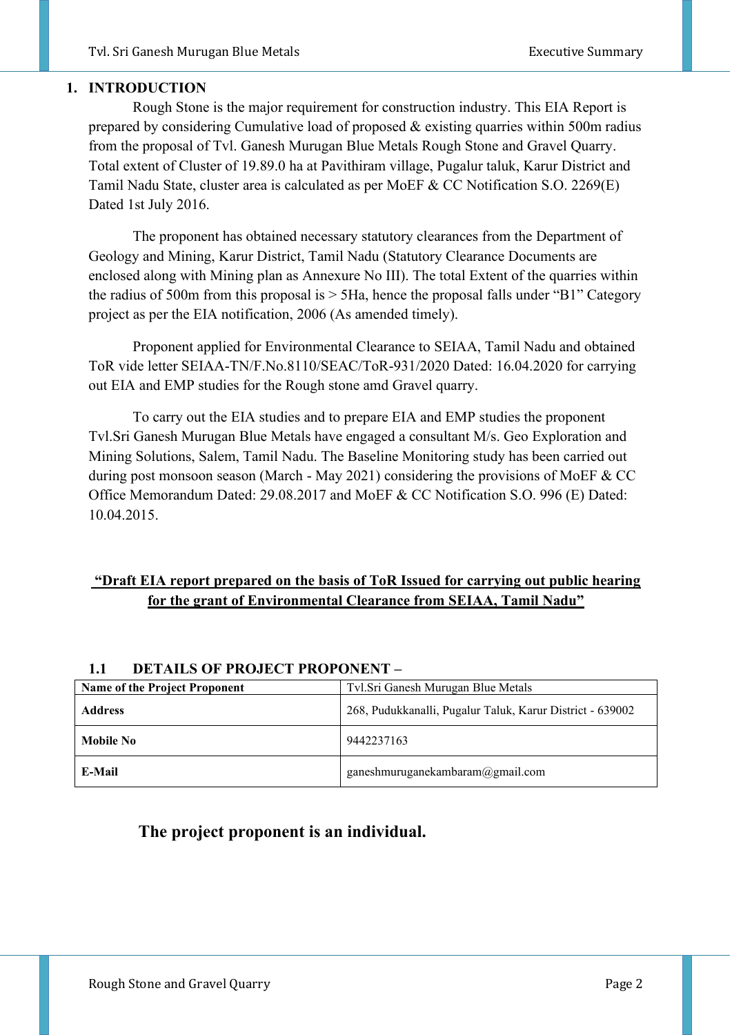# 1. INTRODUCTION

Rough Stone is the major requirement for construction industry. This EIA Report is prepared by considering Cumulative load of proposed & existing quarries within 500m radius from the proposal of Tvl. Ganesh Murugan Blue Metals Rough Stone and Gravel Quarry. Total extent of Cluster of 19.89.0 ha at Pavithiram village, Pugalur taluk, Karur District and Tamil Nadu State, cluster area is calculated as per MoEF & CC Notification S.O. 2269(E) Dated 1st July 2016.

The proponent has obtained necessary statutory clearances from the Department of Geology and Mining, Karur District, Tamil Nadu (Statutory Clearance Documents are enclosed along with Mining plan as Annexure No III). The total Extent of the quarries within the radius of 500m from this proposal is > 5Ha, hence the proposal falls under "B1" Category project as per the EIA notification, 2006 (As amended timely).

Proponent applied for Environmental Clearance to SEIAA, Tamil Nadu and obtained ToR vide letter SEIAA-TN/F.No.8110/SEAC/ToR-931/2020 Dated: 16.04.2020 for carrying out EIA and EMP studies for the Rough stone amd Gravel quarry.

To carry out the EIA studies and to prepare EIA and EMP studies the proponent Tvl.Sri Ganesh Murugan Blue Metals have engaged a consultant M/s. Geo Exploration and Mining Solutions, Salem, Tamil Nadu. The Baseline Monitoring study has been carried out during post monsoon season (March - May 2021) considering the provisions of MoEF & CC Office Memorandum Dated: 29.08.2017 and MoEF & CC Notification S.O. 996 (E) Dated: 10.04.2015.

**"Draft EIA report prepared on the basis of ToR Issued for carrying out public hearing for the grant of Environmental Clearance from SEIAA, Tamil Nadu"**

## 1.1 DETAILS OF PROJECT PROPONENT –

| **Name of the Project Proponent** | Tvl.Sri Ganesh Murugan Blue Metals |
|---|---|
| **Address** | 268, Pudukkanalli, Pugalur Taluk, Karur District - 639002 |
| **Mobile No** | 9442237163 |
| **E-Mail** | ganeshmuruganekambaram@gmail.com |

**The project proponent is an individual.**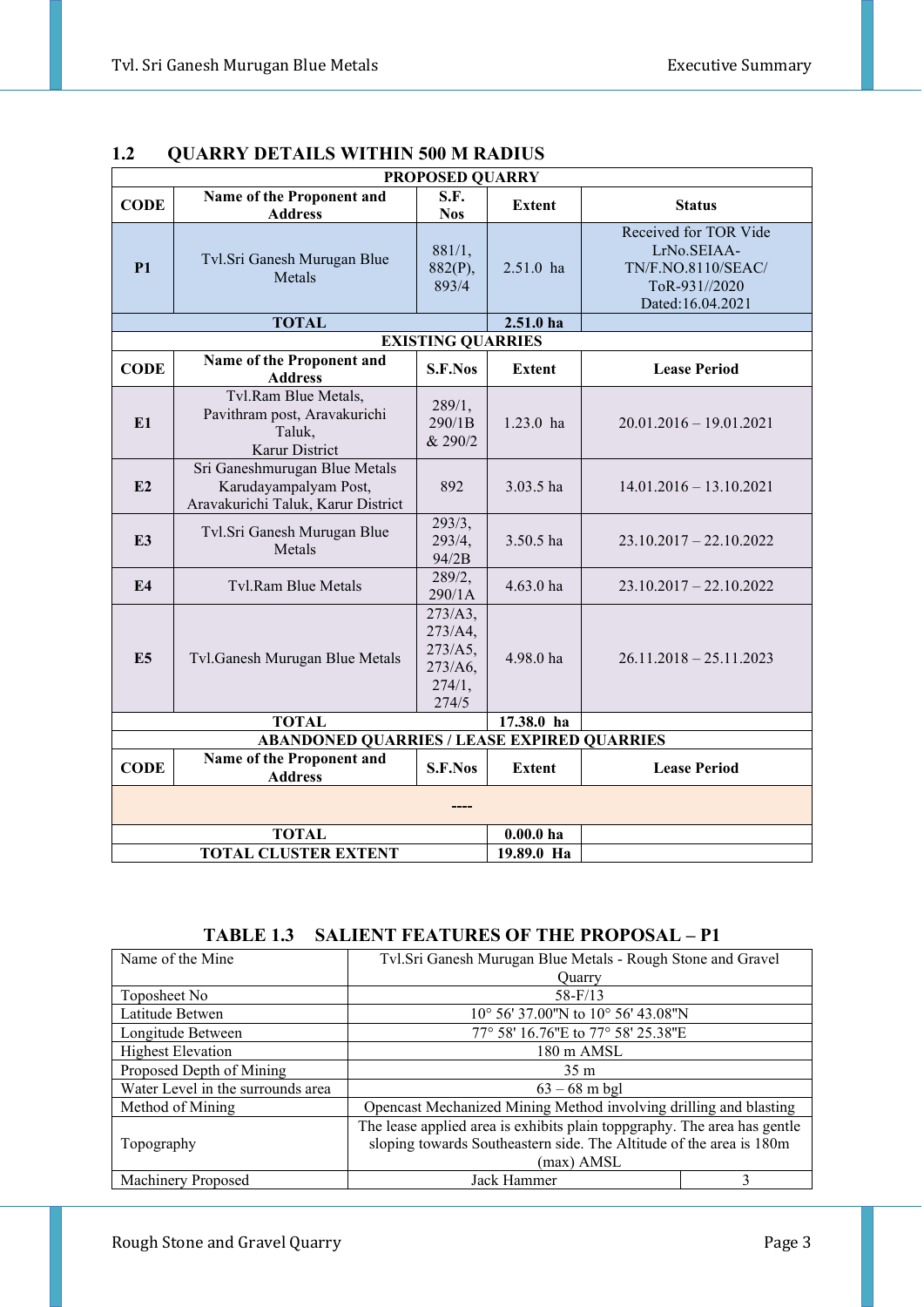## 1.2 QUARRY DETAILS WITHIN 500 M RADIUS

| PROPOSED QUARRY | | | | |
|---|---|---|---|---|
| **CODE** | **Name of the Proponent and Address** | **S.F. Nos** | **Extent** | **Status** |
| **P1** | Tvl.Sri Ganesh Murugan Blue Metals | 881/1, 882(P), 893/4 | 2.51.0 ha | Received for TOR Vide LrNo.SEIAA-TN/F.NO.8110/SEAC/ ToR-931//2020 Dated:16.04.2021 |
| **TOTAL** | | | **2.51.0 ha** | |
| **EXISTING QUARRIES** | | | | |
| **CODE** | **Name of the Proponent and Address** | **S.F.Nos** | **Extent** | **Lease Period** |
| **E1** | Tvl.Ram Blue Metals, Pavithram post, Aravakurichi Taluk, Karur District | 289/1, 290/1B & 290/2 | 1.23.0 ha | 20.01.2016 – 19.01.2021 |
| **E2** | Sri Ganeshmurugan Blue Metals Karudayampalyam Post, Aravakurichi Taluk, Karur District | 892 | 3.03.5 ha | 14.01.2016 – 13.10.2021 |
| **E3** | Tvl.Sri Ganesh Murugan Blue Metals | 293/3, 293/4, 94/2B | 3.50.5 ha | 23.10.2017 – 22.10.2022 |
| **E4** | Tvl.Ram Blue Metals | 289/2, 290/1A | 4.63.0 ha | 23.10.2017 – 22.10.2022 |
| **E5** | Tvl.Ganesh Murugan Blue Metals | 273/A3, 273/A4, 273/A5, 273/A6, 274/1, 274/5 | 4.98.0 ha | 26.11.2018 – 25.11.2023 |
| **TOTAL** | | | **17.38.0 ha** | |
| **ABANDONED QUARRIES / LEASE EXPIRED QUARRIES** | | | | |
| **CODE** | **Name of the Proponent and Address** | **S.F.Nos** | **Extent** | **Lease Period** |
| **----** | | | | |
| **TOTAL** | | | **0.00.0 ha** | |
| **TOTAL CLUSTER EXTENT** | | | **19.89.0 Ha** | |

### TABLE 1.3 SALIENT FEATURES OF THE PROPOSAL – P1

| Name of the Mine | Tvl.Sri Ganesh Murugan Blue Metals - Rough Stone and Gravel Quarry | |
|---|---|---|
| Toposheet No | 58-F/13 | |
| Latitude Betwen | 10° 56' 37.00"N to 10° 56' 43.08"N | |
| Longitude Between | 77° 58' 16.76"E to 77° 58' 25.38"E | |
| Highest Elevation | 180 m AMSL | |
| Proposed Depth of Mining | 35 m | |
| Water Level in the surrounds area | 63 – 68 m bgl | |
| Method of Mining | Opencast Mechanized Mining Method involving drilling and blasting | |
| Topography | The lease applied area is exhibits plain toppgraphy. The area has gentle sloping towards Southeastern side. The Altitude of the area is 180m (max) AMSL | |
| Machinery Proposed | Jack Hammer | 3 |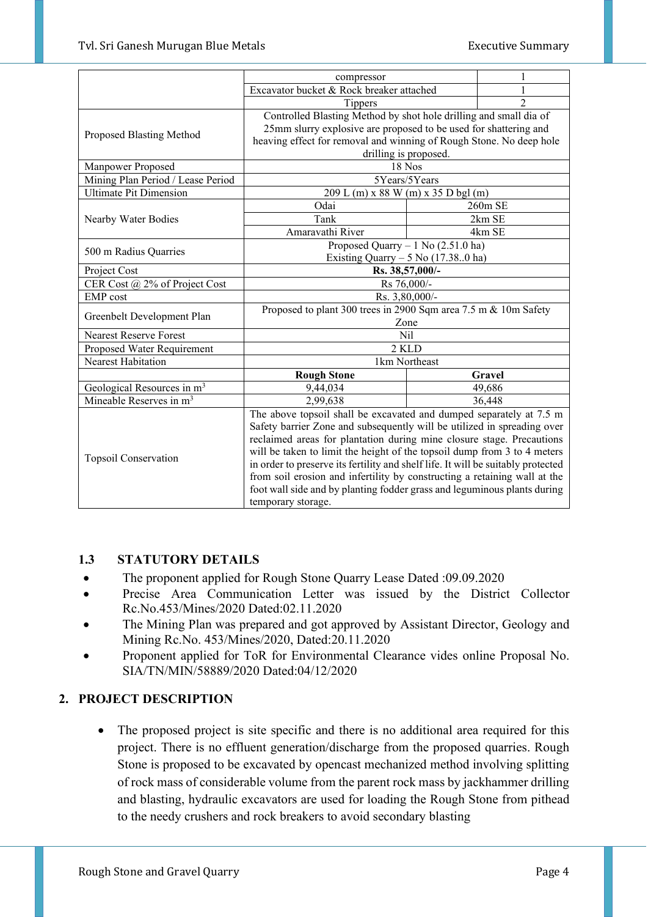| | | |
|---|---|---|
| | compressor | 1 |
| | Excavator bucket & Rock breaker attached | 1 |
| | Tippers | 2 |
| Proposed Blasting Method | Controlled Blasting Method by shot hole drilling and small dia of 25mm slurry explosive are proposed to be used for shattering and heaving effect for removal and winning of Rough Stone. No deep hole drilling is proposed. | |
| Manpower Proposed | 18 Nos | |
| Mining Plan Period / Lease Period | 5Years/5Years | |
| Ultimate Pit Dimension | 209 L (m) x 88 W (m) x 35 D bgl (m) | |
| Nearby Water Bodies | Odai | 260m SE |
| | Tank | 2km SE |
| | Amaravathi River | 4km SE |
| 500 m Radius Quarries | Proposed Quarry – 1 No (2.51.0 ha)<br>Existing Quarry – 5 No (17.38..0 ha) | |
| Project Cost | **Rs. 38,57,000/-** | |
| CER Cost @ 2% of Project Cost | Rs 76,000/- | |
| EMP cost | Rs. 3,80,000/- | |
| Greenbelt Development Plan | Proposed to plant 300 trees in 2900 Sqm area 7.5 m & 10m Safety Zone | |
| Nearest Reserve Forest | Nil | |
| Proposed Water Requirement | 2 KLD | |
| Nearest Habitation | 1km Northeast | |
| | **Rough Stone** | **Gravel** |
| Geological Resources in $m^3$ | 9,44,034 | 49,686 |
| Mineable Reserves in $m^3$ | 2,99,638 | 36,448 |
| Topsoil Conservation | The above topsoil shall be excavated and dumped separately at 7.5 m Safety barrier Zone and subsequently will be utilized in spreading over reclaimed areas for plantation during mine closure stage. Precautions will be taken to limit the height of the topsoil dump from 3 to 4 meters in order to preserve its fertility and shelf life. It will be suitably protected from soil erosion and infertility by constructing a retaining wall at the foot wall side and by planting fodder grass and leguminous plants during temporary storage. | |

### 1.3 STATUTORY DETAILS

- The proponent applied for Rough Stone Quarry Lease Dated :09.09.2020
- Precise Area Communication Letter was issued by the District Collector Rc.No.453/Mines/2020 Dated:02.11.2020
- The Mining Plan was prepared and got approved by Assistant Director, Geology and Mining Rc.No. 453/Mines/2020, Dated:20.11.2020
- Proponent applied for ToR for Environmental Clearance vides online Proposal No. SIA/TN/MIN/58889/2020 Dated:04/12/2020

## 2. PROJECT DESCRIPTION

- The proposed project is site specific and there is no additional area required for this project. There is no effluent generation/discharge from the proposed quarries. Rough Stone is proposed to be excavated by opencast mechanized method involving splitting of rock mass of considerable volume from the parent rock mass by jackhammer drilling and blasting, hydraulic excavators are used for loading the Rough Stone from pithead to the needy crushers and rock breakers to avoid secondary blasting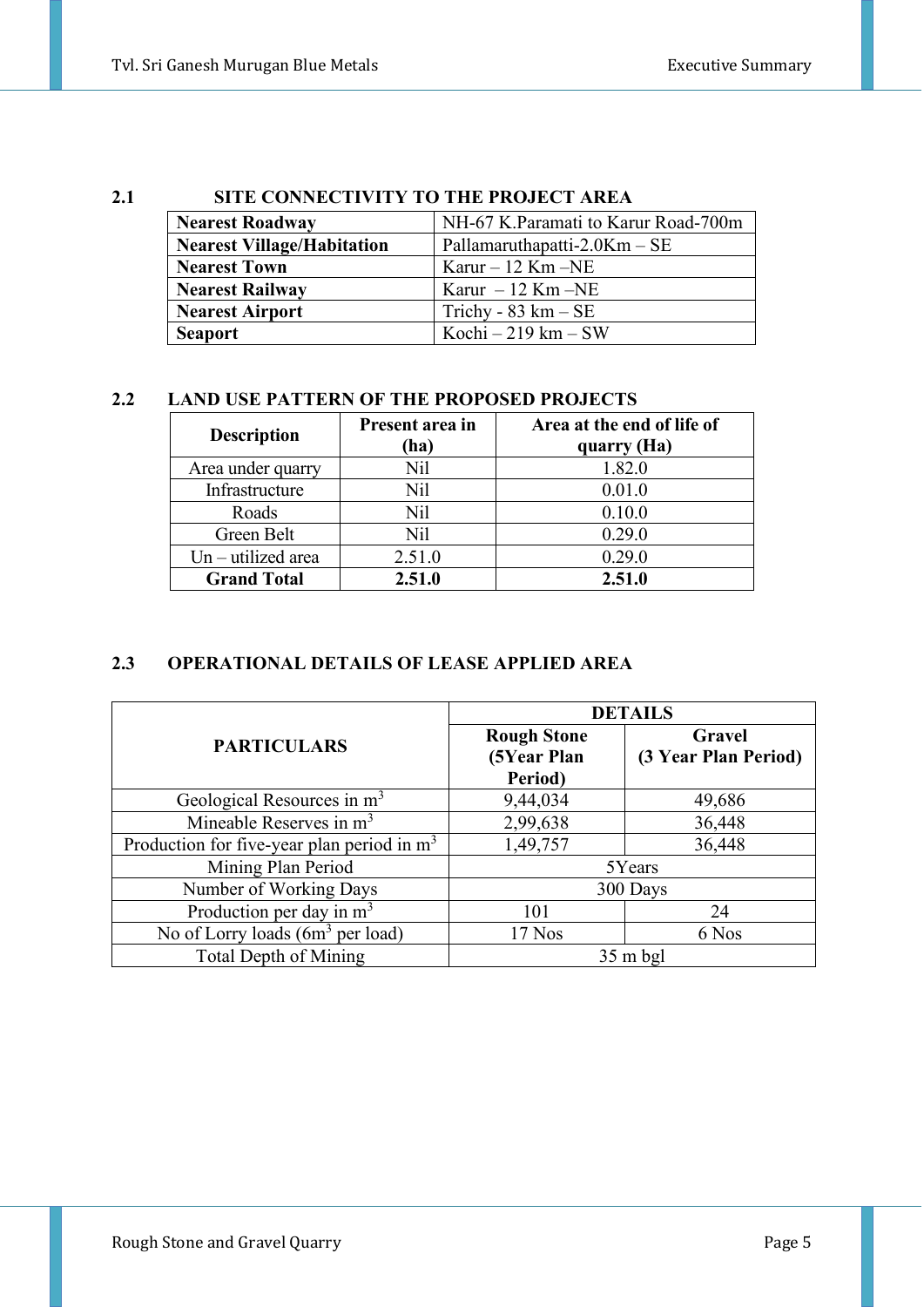## 2.1 SITE CONNECTIVITY TO THE PROJECT AREA

| | |
|---|---|
| **Nearest Roadway** | NH-67 K.Paramati to Karur Road-700m |
| **Nearest Village/Habitation** | Pallamaruthapatti-2.0Km – SE |
| **Nearest Town** | Karur – 12 Km –NE |
| **Nearest Railway** | Karur – 12 Km –NE |
| **Nearest Airport** | Trichy - 83 km – SE |
| **Seaport** | Kochi – 219 km – SW |

## 2.2 LAND USE PATTERN OF THE PROPOSED PROJECTS

| Description | Present area in (ha) | Area at the end of life of quarry (Ha) |
|---|---|---|
| Area under quarry | Nil | 1.82.0 |
| Infrastructure | Nil | 0.01.0 |
| Roads | Nil | 0.10.0 |
| Green Belt | Nil | 0.29.0 |
| Un – utilized area | 2.51.0 | 0.29.0 |
| **Grand Total** | **2.51.0** | **2.51.0** |

## 2.3 OPERATIONAL DETAILS OF LEASE APPLIED AREA

| PARTICULARS | DETAILS | |
|---|---|---|
| | **Rough Stone (5Year Plan Period)** | **Gravel (3 Year Plan Period)** |
| Geological Resources in $m^3$ | 9,44,034 | 49,686 |
| Mineable Reserves in $m^3$ | 2,99,638 | 36,448 |
| Production for five-year plan period in $m^3$ | 1,49,757 | 36,448 |
| Mining Plan Period | 5Years | |
| Number of Working Days | 300 Days | |
| Production per day in $m^3$ | 101 | 24 |
| No of Lorry loads ($6m^3$ per load) | 17 Nos | 6 Nos |
| Total Depth of Mining | 35 m bgl | |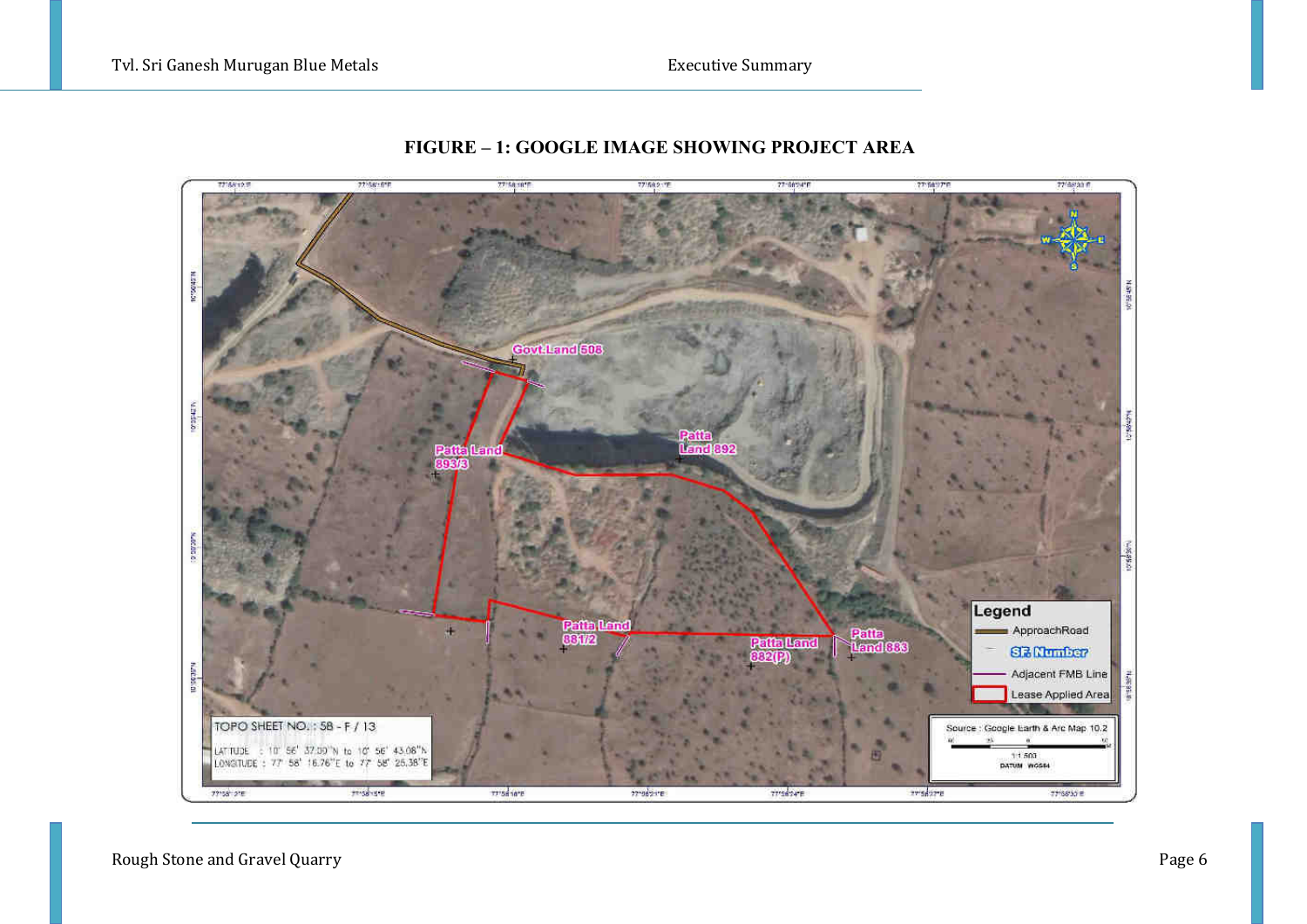**FIGURE – 1: GOOGLE IMAGE SHOWING PROJECT AREA**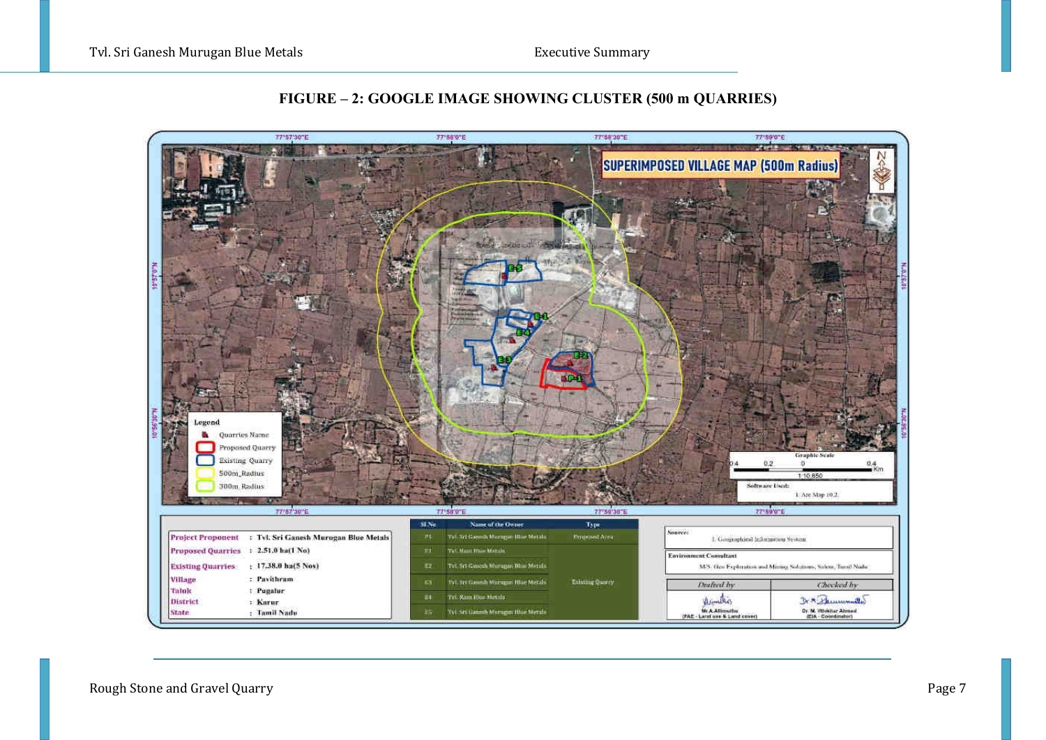**FIGURE – 2: GOOGLE IMAGE SHOWING CLUSTER (500 m QUARRIES)**

SUPERIMPOSED VILLAGE MAP (500m Radius)

Legend
- Quarries Name
- Proposed Quarry
- Existing Quarry
- 500m_Radius
- 300m_Radius

Graphic Scale: 0.4 0.2 0 0.4 Km — 1:10,850

Software Used: 1. Arc Map 10.2.

| | | |
|---|---|---|
| Project Proponent | : | Tvl. Sri Ganesh Murugan Blue Metals |
| Proposed Quarries | : | 2.51.0 ha(1 No) |
| Existing Quarries | : | 17.38.0 ha(5 Nos) |
| Village | : | Pavithram |
| Taluk | : | Pugalur |
| District | : | Karur |
| State | : | Tamil Nadu |

| Sl.No | Name of the Owner | Type |
|---|---|---|
| P1 | Tvl. Sri Ganesh Murugan Blue Metals | Proposed Area |
| E1 | Tvl. Ram Blue Metals | Existing Quarry |
| E2 | Tvl. Sri Ganesh Murugan Blue Metals | |
| E3 | Tvl. Sri Ganesh Murugan Blue Metals | |
| E4 | Tvl. Ram Blue Metals | |
| E5 | Tvl. Sri Ganesh Murugan Blue Metals | |

Source: 1. Geographical Information System

Environment Consultant: M/S. Geo Exploration and Mining Solutions, Salem, Tamil Nadu

| Drafted by | Checked by |
|---|---|
| Mr.A.Allimuthu (FAE - Land use & Land cover) | Dr. M. Ifthikhar Ahmed (EIA - Coordinator) |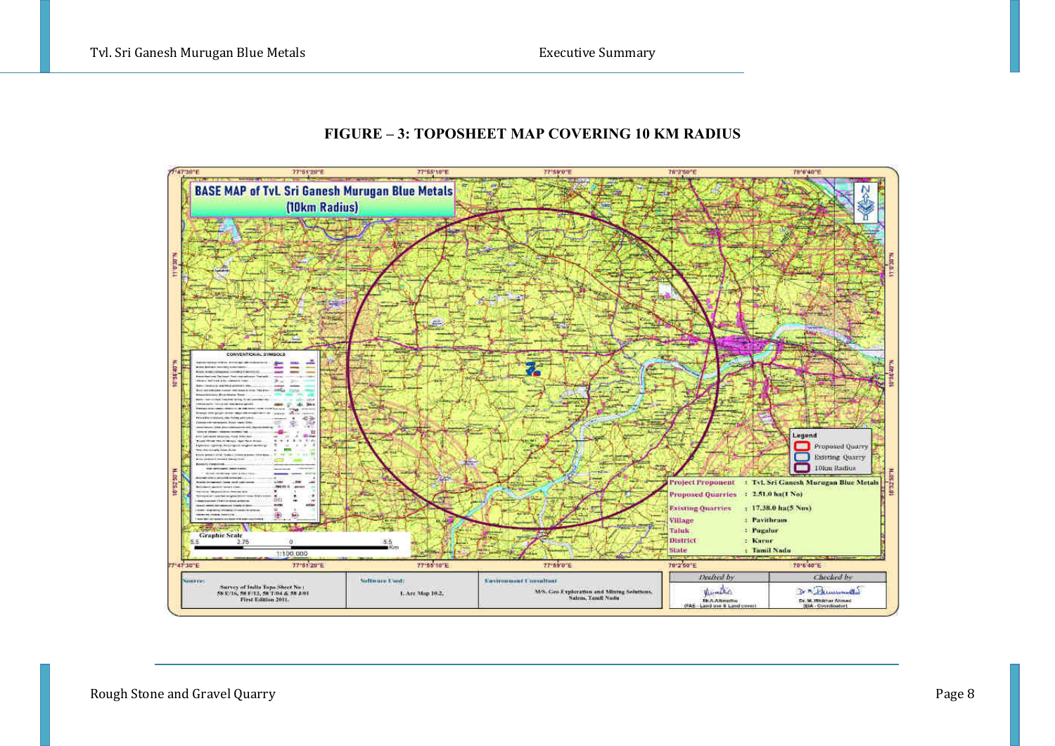**FIGURE – 3: TOPOSHEET MAP COVERING 10 KM RADIUS**

BASE MAP of TvL Sri Ganesh Murugan Blue Metals (10km Radius)

| | |
|---|---|
| Project Proponent | : TvL Sri Ganesh Murugan Blue Metals |
| Proposed Quarries | : 2.51.0 ha(1 No) |
| Existing Quarries | : 17.38.0 ha(5 Nos) |
| Village | : Pavithram |
| Taluk | : Pugalur |
| District | : Karur |
| State | : Tamil Nadu |

Legend: Proposed Quarry; Existing Quarry; 10km Radius

Source: Survey of India Topo Sheet No : 58 E/16, 58 F/13, 58 I/04 & 58 J/01 First Edition 2011.

Software Used: 1. Arc Map 10.2.

Environment Consultant: M/S. Geo Exploration and Mining Solutions, Salem, Tamil Nadu

Drafted by: Mr.A.Allimuthu (FAE - Land use & Land cover)

Checked by: Dr. M. Iftikhar Ahmed (EIA - Coordinator)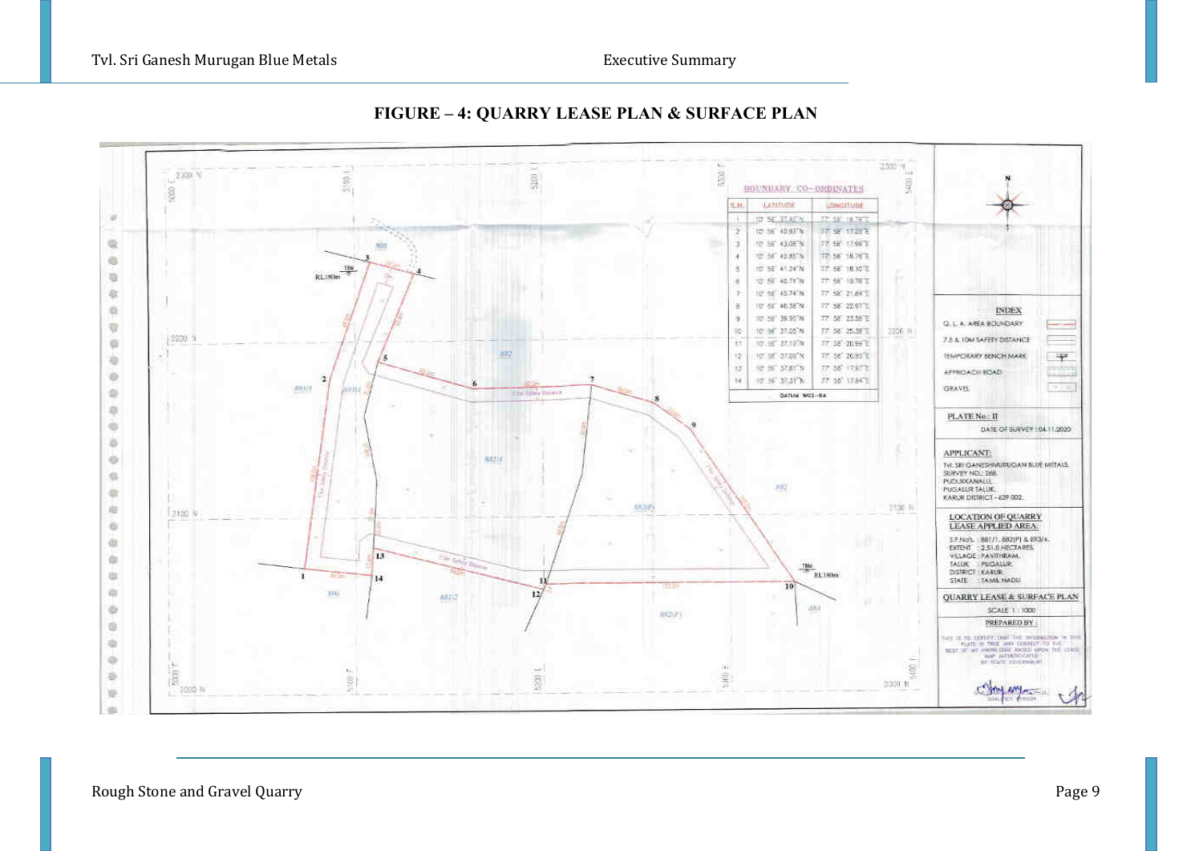**FIGURE – 4: QUARRY LEASE PLAN & SURFACE PLAN**

**BOUNDARY CO-ORDINATES**

| S.N. | LATITUDE | LONGITUDE |
|---|---|---|
| 1 | 10° 56' 37.45"N | 77° 58' 16.74"E |
| 2 | 10° 56' 40.93"N | 77° 58' 17.05"E |
| 3 | 10° 56' 43.08"N | 77° 58' 17.99"E |
| 4 | 10° 56' 42.85"N | 77° 58' 18.76"E |
| 5 | 10° 56' 41.24"N | 77° 58' 18.10"E |
| 6 | 10° 56' 40.71"N | 77° 58' 19.76"E |
| 7 | 10° 56' 40.74"N | 77° 58' 21.64"E |
| 8 | 10° 56' 40.36"N | 77° 58' 22.97"E |
| 9 | 10° 56' 39.90"N | 77° 58' 23.58"E |
| 10 | 10° 56' 37.05"N | 77° 58' 25.38"E |
| 11 | 10° 56' 37.10"N | 77° 58' 20.99"E |
| 12 | 10° 56' 37.09"N | 77° 58' 20.85"E |
| 13 | 10° 56' 37.81"N | 77° 58' 17.97"E |
| 14 | 10° 56' 37.31"N | 77° 58' 17.94"E |

DATUM WGS-84

**INDEX**
- Q. L. A. AREA BOUNDARY
- 7.5 & 10M SAFETY DISTANCE
- TEMPORARY BENCH MARK
- APPROACH ROAD
- GRAVEL

PLATE No.: II

DATE OF SURVEY : 04.11.2020

**APPLICANT:**
Tvl. SRI GANESHMURUGAN BLUE METALS,
SURVEY NO.: 268,
PUDUKKANALLI,
PUGALUR TALUK,
KARUR DISTRICT - 639 002.

**LOCATION OF QUARRY LEASE APPLIED AREA:**
S.F.No's. : 881/1, 882(P) & 893/4.
EXTENT : 2.51.0 HECTARES.
VILLAGE : PAVITHRAM.
TALUK : PUGALUR.
DISTRICT : KARUR.
STATE : TAMIL NADU.

**QUARRY LEASE & SURFACE PLAN**

SCALE 1 : 1000

PREPARED BY

THIS IS TO CERTIFY THAT THE INFORMATION IN THIS PLATE IS TRUE AND CORRECT TO THE BEST OF MY KNOWLEDGE BASED UPON THE LEASE MAP AUTHENTICATED BY STATE GOVERNMENT

QUALIFIED PERSON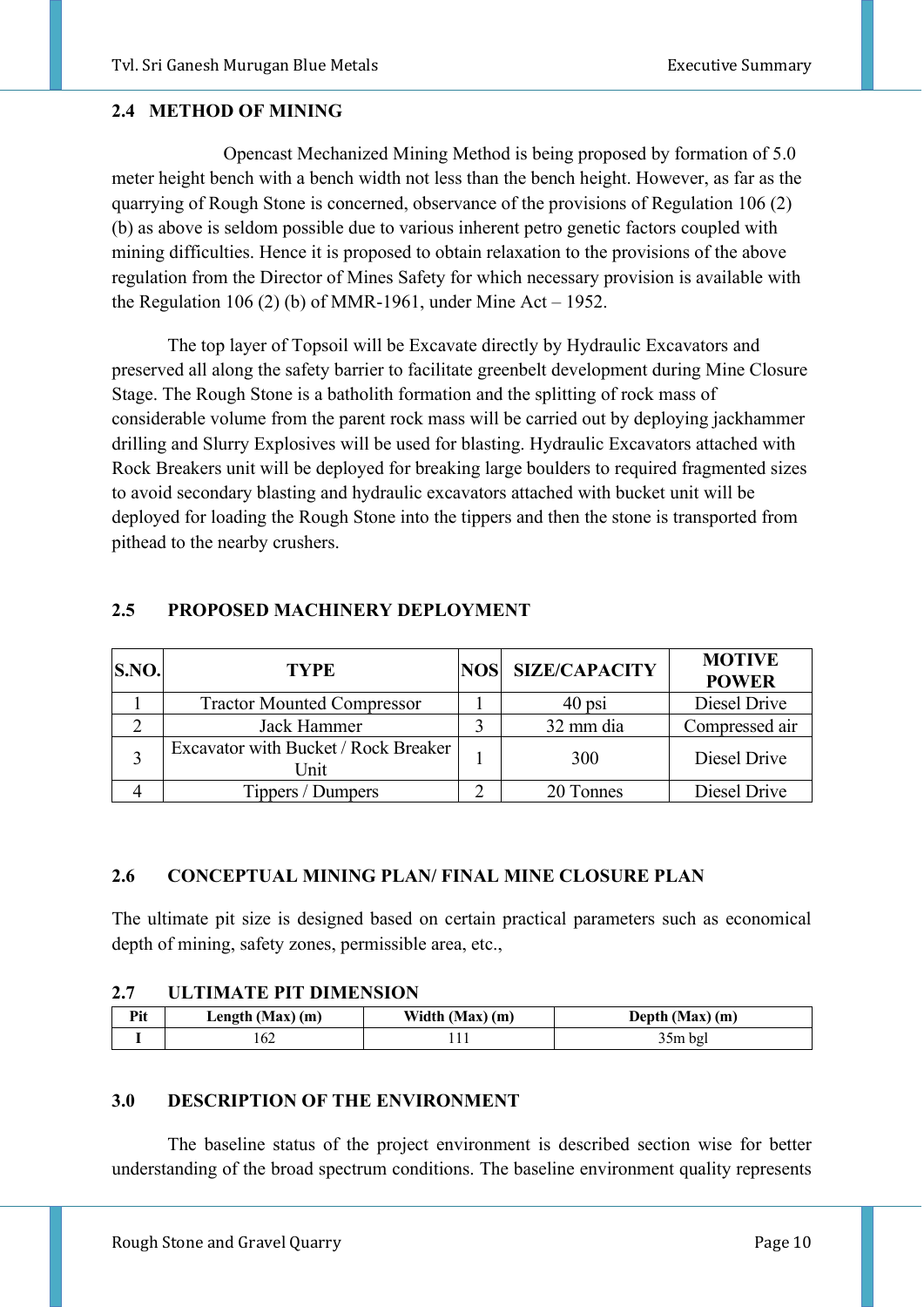## 2.4 METHOD OF MINING

Opencast Mechanized Mining Method is being proposed by formation of 5.0 meter height bench with a bench width not less than the bench height. However, as far as the quarrying of Rough Stone is concerned, observance of the provisions of Regulation 106 (2) (b) as above is seldom possible due to various inherent petro genetic factors coupled with mining difficulties. Hence it is proposed to obtain relaxation to the provisions of the above regulation from the Director of Mines Safety for which necessary provision is available with the Regulation 106 (2) (b) of MMR-1961, under Mine Act – 1952.

The top layer of Topsoil will be Excavate directly by Hydraulic Excavators and preserved all along the safety barrier to facilitate greenbelt development during Mine Closure Stage. The Rough Stone is a batholith formation and the splitting of rock mass of considerable volume from the parent rock mass will be carried out by deploying jackhammer drilling and Slurry Explosives will be used for blasting. Hydraulic Excavators attached with Rock Breakers unit will be deployed for breaking large boulders to required fragmented sizes to avoid secondary blasting and hydraulic excavators attached with bucket unit will be deployed for loading the Rough Stone into the tippers and then the stone is transported from pithead to the nearby crushers.

## 2.5 PROPOSED MACHINERY DEPLOYMENT

| S.NO. | TYPE | NOS | SIZE/CAPACITY | MOTIVE POWER |
|---|---|---|---|---|
| 1 | Tractor Mounted Compressor | 1 | 40 psi | Diesel Drive |
| 2 | Jack Hammer | 3 | 32 mm dia | Compressed air |
| 3 | Excavator with Bucket / Rock Breaker Unit | 1 | 300 | Diesel Drive |
| 4 | Tippers / Dumpers | 2 | 20 Tonnes | Diesel Drive |

## 2.6 CONCEPTUAL MINING PLAN/ FINAL MINE CLOSURE PLAN

The ultimate pit size is designed based on certain practical parameters such as economical depth of mining, safety zones, permissible area, etc.,

## 2.7 ULTIMATE PIT DIMENSION

| Pit | Length (Max) (m) | Width (Max) (m) | Depth (Max) (m) |
|---|---|---|---|
| I | 162 | 111 | 35m bgl |

## 3.0 DESCRIPTION OF THE ENVIRONMENT

The baseline status of the project environment is described section wise for better understanding of the broad spectrum conditions. The baseline environment quality represents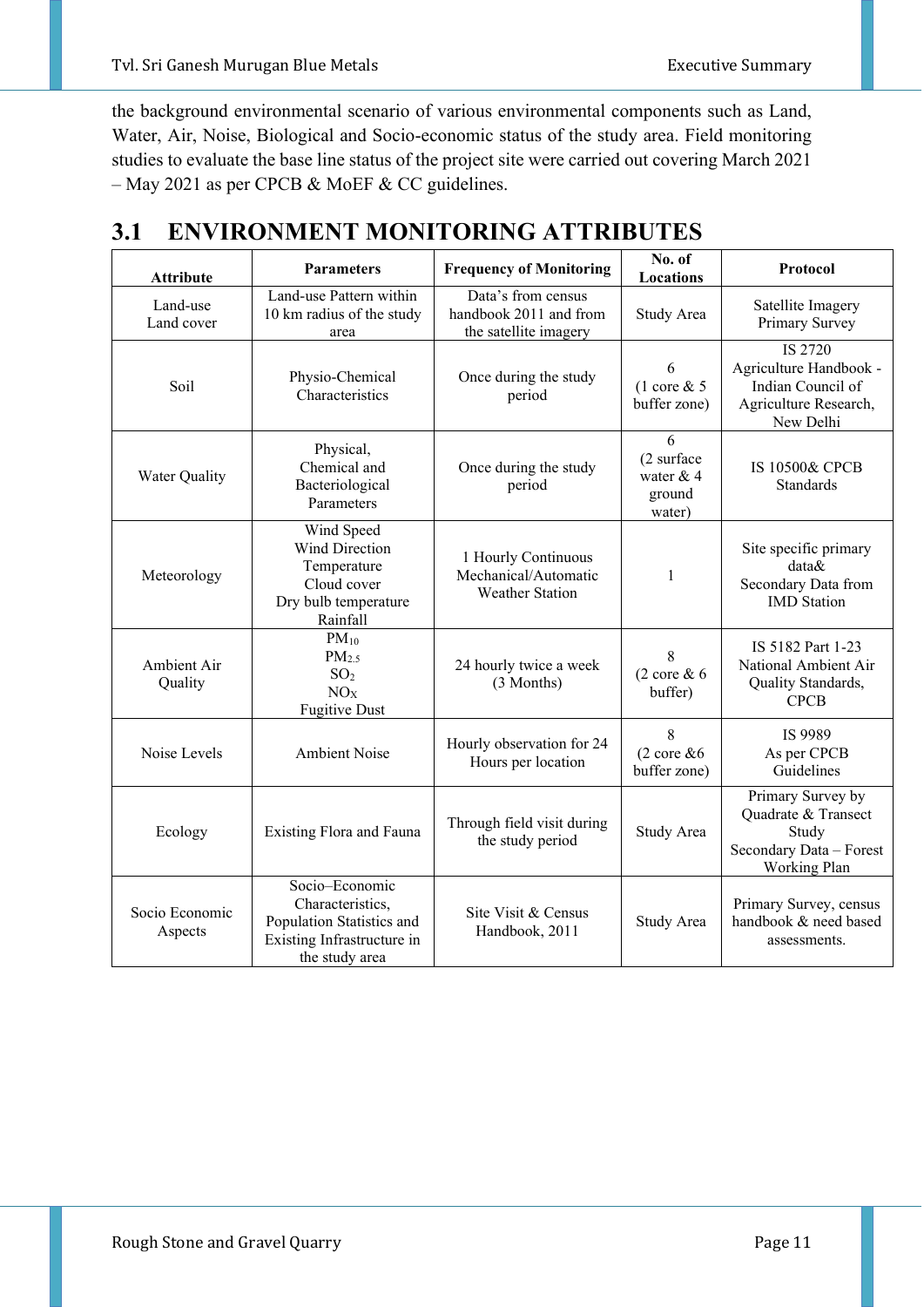the background environmental scenario of various environmental components such as Land, Water, Air, Noise, Biological and Socio-economic status of the study area. Field monitoring studies to evaluate the base line status of the project site were carried out covering March 2021 – May 2021 as per CPCB & MoEF & CC guidelines.

## 3.1 ENVIRONMENT MONITORING ATTRIBUTES

| Attribute | Parameters | Frequency of Monitoring | No. of Locations | Protocol |
|---|---|---|---|---|
| Land-use Land cover | Land-use Pattern within 10 km radius of the study area | Data's from census handbook 2011 and from the satellite imagery | Study Area | Satellite Imagery Primary Survey |
| Soil | Physio-Chemical Characteristics | Once during the study period | 6 (1 core & 5 buffer zone) | IS 2720 Agriculture Handbook - Indian Council of Agriculture Research, New Delhi |
| Water Quality | Physical, Chemical and Bacteriological Parameters | Once during the study period | 6 (2 surface water & 4 ground water) | IS 10500& CPCB Standards |
| Meteorology | Wind Speed Wind Direction Temperature Cloud cover Dry bulb temperature Rainfall | 1 Hourly Continuous Mechanical/Automatic Weather Station | 1 | Site specific primary data& Secondary Data from IMD Station |
| Ambient Air Quality | $PM_{10}$ $PM_{2.5}$ $SO_2$ $NO_X$ Fugitive Dust | 24 hourly twice a week (3 Months) | 8 (2 core & 6 buffer) | IS 5182 Part 1-23 National Ambient Air Quality Standards, CPCB |
| Noise Levels | Ambient Noise | Hourly observation for 24 Hours per location | 8 (2 core &6 buffer zone) | IS 9989 As per CPCB Guidelines |
| Ecology | Existing Flora and Fauna | Through field visit during the study period | Study Area | Primary Survey by Quadrate & Transect Study Secondary Data – Forest Working Plan |
| Socio Economic Aspects | Socio–Economic Characteristics, Population Statistics and Existing Infrastructure in the study area | Site Visit & Census Handbook, 2011 | Study Area | Primary Survey, census handbook & need based assessments. |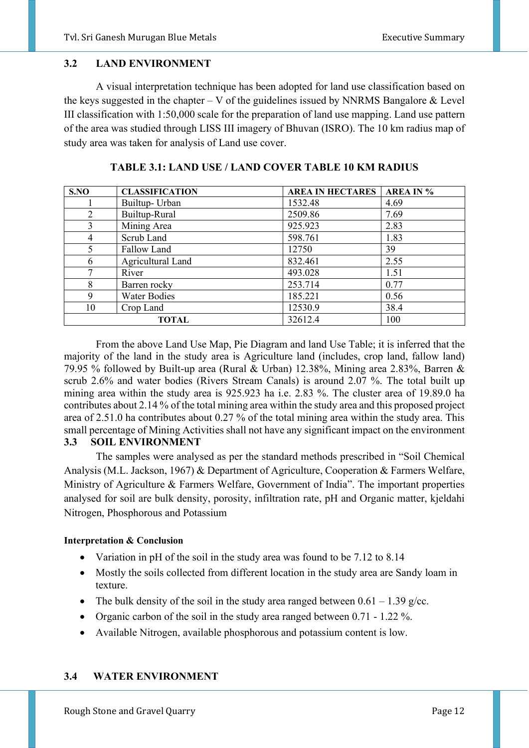## 3.2 LAND ENVIRONMENT

A visual interpretation technique has been adopted for land use classification based on the keys suggested in the chapter – V of the guidelines issued by NNRMS Bangalore & Level III classification with 1:50,000 scale for the preparation of land use mapping. Land use pattern of the area was studied through LISS III imagery of Bhuvan (ISRO). The 10 km radius map of study area was taken for analysis of Land use cover.

**TABLE 3.1: LAND USE / LAND COVER TABLE 10 KM RADIUS**

| S.NO | CLASSIFICATION | AREA IN HECTARES | AREA IN % |
|---|---|---|---|
| 1 | Builtup- Urban | 1532.48 | 4.69 |
| 2 | Builtup-Rural | 2509.86 | 7.69 |
| 3 | Mining Area | 925.923 | 2.83 |
| 4 | Scrub Land | 598.761 | 1.83 |
| 5 | Fallow Land | 12750 | 39 |
| 6 | Agricultural Land | 832.461 | 2.55 |
| 7 | River | 493.028 | 1.51 |
| 8 | Barren rocky | 253.714 | 0.77 |
| 9 | Water Bodies | 185.221 | 0.56 |
| 10 | Crop Land | 12530.9 | 38.4 |
| **TOTAL** | | 32612.4 | 100 |

From the above Land Use Map, Pie Diagram and land Use Table; it is inferred that the majority of the land in the study area is Agriculture land (includes, crop land, fallow land) 79.95 % followed by Built-up area (Rural & Urban) 12.38%, Mining area 2.83%, Barren & scrub 2.6% and water bodies (Rivers Stream Canals) is around 2.07 %. The total built up mining area within the study area is 925.923 ha i.e. 2.83 %. The cluster area of 19.89.0 ha contributes about 2.14 % of the total mining area within the study area and this proposed project area of 2.51.0 ha contributes about 0.27 % of the total mining area within the study area. This small percentage of Mining Activities shall not have any significant impact on the environment

## 3.3 SOIL ENVIRONMENT

The samples were analysed as per the standard methods prescribed in "Soil Chemical Analysis (M.L. Jackson, 1967) & Department of Agriculture, Cooperation & Farmers Welfare, Ministry of Agriculture & Farmers Welfare, Government of India". The important properties analysed for soil are bulk density, porosity, infiltration rate, pH and Organic matter, kjeldahi Nitrogen, Phosphorous and Potassium

**Interpretation & Conclusion**

- Variation in pH of the soil in the study area was found to be 7.12 to 8.14
- Mostly the soils collected from different location in the study area are Sandy loam in texture.
- The bulk density of the soil in the study area ranged between 0.61 – 1.39 g/cc.
- Organic carbon of the soil in the study area ranged between 0.71 - 1.22 %.
- Available Nitrogen, available phosphorous and potassium content is low.

## 3.4 WATER ENVIRONMENT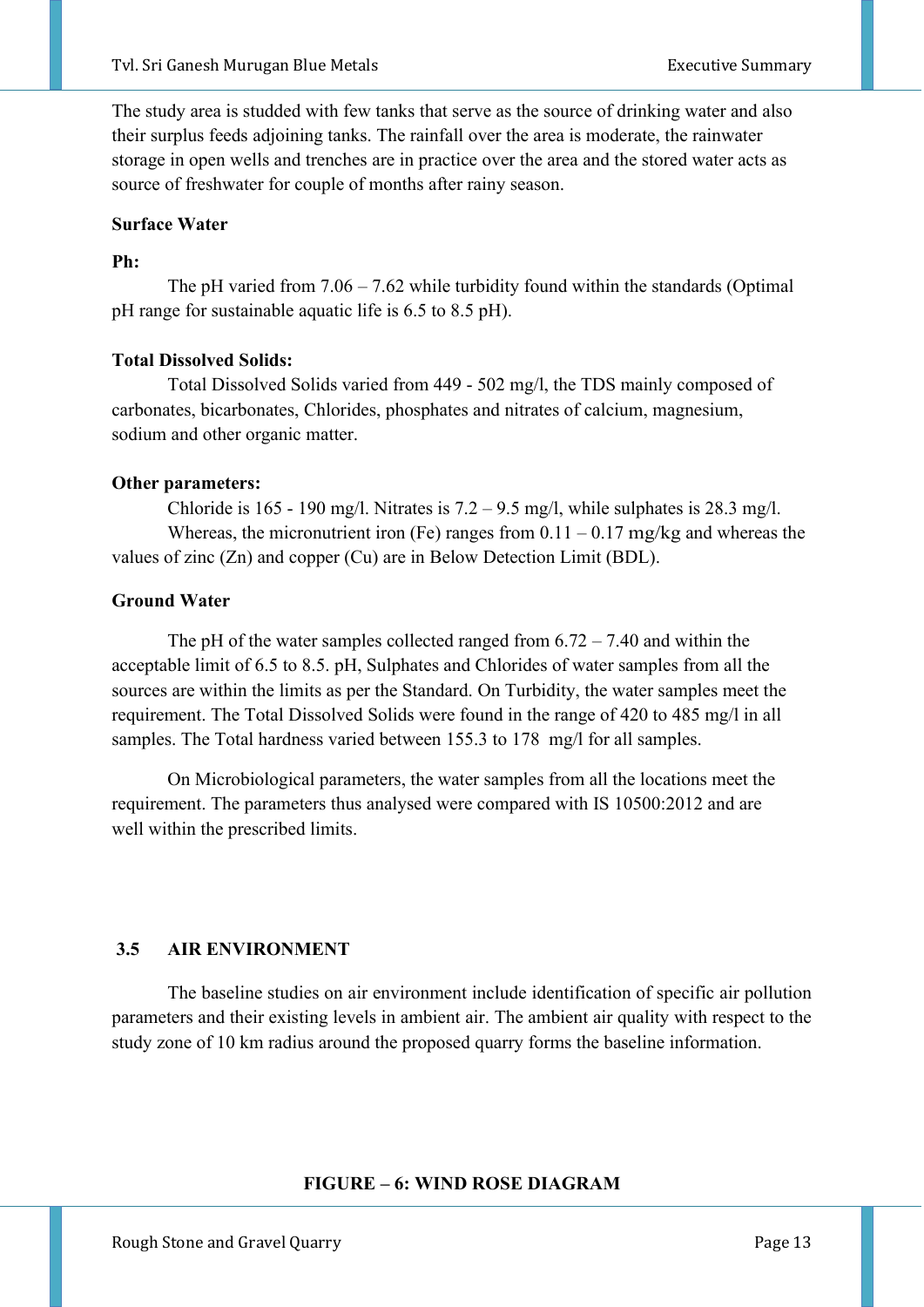The study area is studded with few tanks that serve as the source of drinking water and also their surplus feeds adjoining tanks. The rainfall over the area is moderate, the rainwater storage in open wells and trenches are in practice over the area and the stored water acts as source of freshwater for couple of months after rainy season.

**Surface Water**

**Ph:**

The pH varied from 7.06 – 7.62 while turbidity found within the standards (Optimal pH range for sustainable aquatic life is 6.5 to 8.5 pH).

**Total Dissolved Solids:**

Total Dissolved Solids varied from 449 - 502 mg/l, the TDS mainly composed of carbonates, bicarbonates, Chlorides, phosphates and nitrates of calcium, magnesium, sodium and other organic matter.

**Other parameters:**

Chloride is 165 - 190 mg/l. Nitrates is 7.2 – 9.5 mg/l, while sulphates is 28.3 mg/l.

Whereas, the micronutrient iron (Fe) ranges from 0.11 – 0.17 mg/kg and whereas the values of zinc (Zn) and copper (Cu) are in Below Detection Limit (BDL).

**Ground Water**

The pH of the water samples collected ranged from 6.72 – 7.40 and within the acceptable limit of 6.5 to 8.5. pH, Sulphates and Chlorides of water samples from all the sources are within the limits as per the Standard. On Turbidity, the water samples meet the requirement. The Total Dissolved Solids were found in the range of 420 to 485 mg/l in all samples. The Total hardness varied between 155.3 to 178 mg/l for all samples.

On Microbiological parameters, the water samples from all the locations meet the requirement. The parameters thus analysed were compared with IS 10500:2012 and are well within the prescribed limits.

## 3.5 AIR ENVIRONMENT

The baseline studies on air environment include identification of specific air pollution parameters and their existing levels in ambient air. The ambient air quality with respect to the study zone of 10 km radius around the proposed quarry forms the baseline information.

**FIGURE – 6: WIND ROSE DIAGRAM**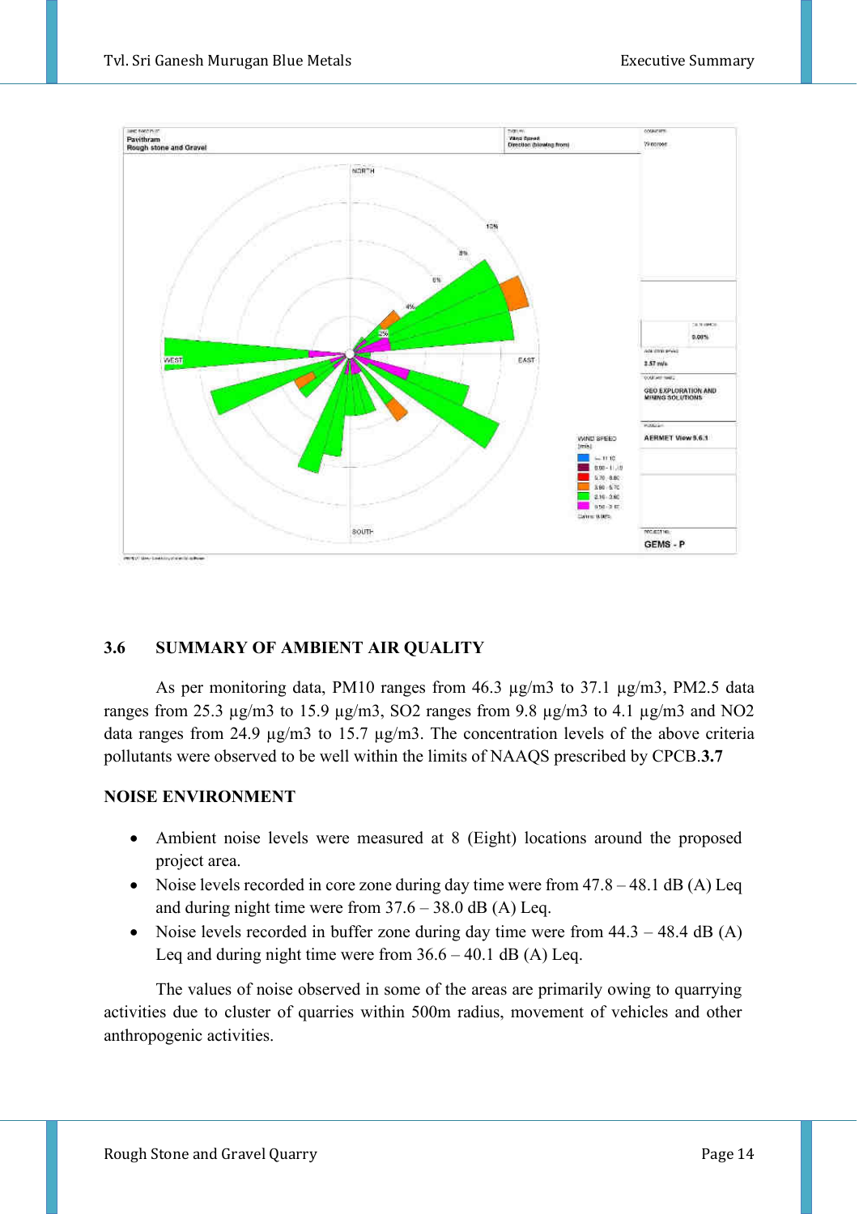## 3.6 SUMMARY OF AMBIENT AIR QUALITY

As per monitoring data, PM10 ranges from 46.3 µg/m3 to 37.1 µg/m3, PM2.5 data ranges from 25.3 µg/m3 to 15.9 µg/m3, SO2 ranges from 9.8 µg/m3 to 4.1 µg/m3 and NO2 data ranges from 24.9 µg/m3 to 15.7 µg/m3. The concentration levels of the above criteria pollutants were observed to be well within the limits of NAAQS prescribed by CPCB.**3.7**

**NOISE ENVIRONMENT**

- Ambient noise levels were measured at 8 (Eight) locations around the proposed project area.
- Noise levels recorded in core zone during day time were from 47.8 – 48.1 dB (A) Leq and during night time were from 37.6 – 38.0 dB (A) Leq.
- Noise levels recorded in buffer zone during day time were from 44.3 – 48.4 dB (A) Leq and during night time were from 36.6 – 40.1 dB (A) Leq.

The values of noise observed in some of the areas are primarily owing to quarrying activities due to cluster of quarries within 500m radius, movement of vehicles and other anthropogenic activities.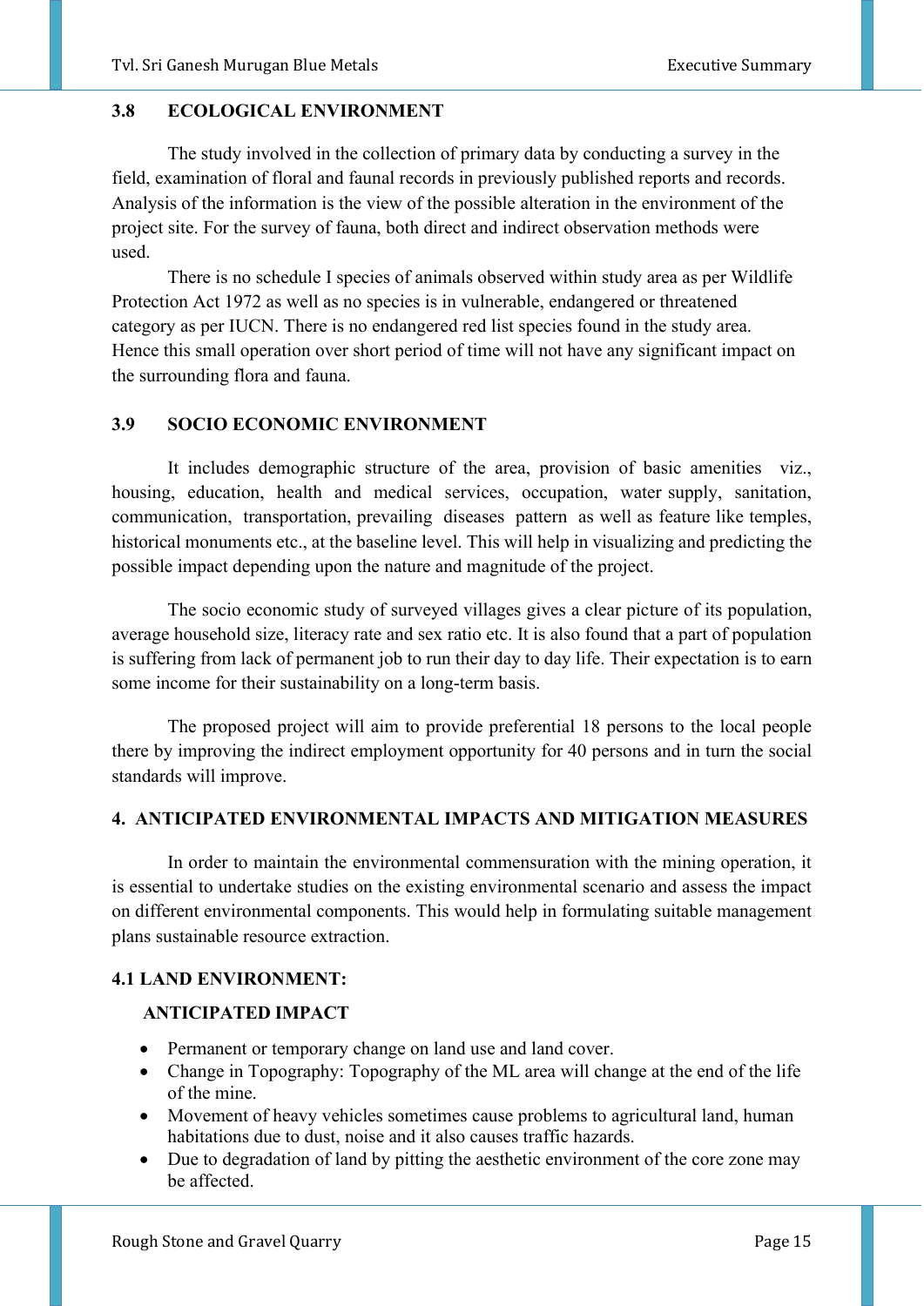### 3.8 ECOLOGICAL ENVIRONMENT

The study involved in the collection of primary data by conducting a survey in the field, examination of floral and faunal records in previously published reports and records. Analysis of the information is the view of the possible alteration in the environment of the project site. For the survey of fauna, both direct and indirect observation methods were used.

There is no schedule I species of animals observed within study area as per Wildlife Protection Act 1972 as well as no species is in vulnerable, endangered or threatened category as per IUCN. There is no endangered red list species found in the study area. Hence this small operation over short period of time will not have any significant impact on the surrounding flora and fauna.

### 3.9 SOCIO ECONOMIC ENVIRONMENT

It includes demographic structure of the area, provision of basic amenities viz., housing, education, health and medical services, occupation, water supply, sanitation, communication, transportation, prevailing diseases pattern as well as feature like temples, historical monuments etc., at the baseline level. This will help in visualizing and predicting the possible impact depending upon the nature and magnitude of the project.

The socio economic study of surveyed villages gives a clear picture of its population, average household size, literacy rate and sex ratio etc. It is also found that a part of population is suffering from lack of permanent job to run their day to day life. Their expectation is to earn some income for their sustainability on a long-term basis.

The proposed project will aim to provide preferential 18 persons to the local people there by improving the indirect employment opportunity for 40 persons and in turn the social standards will improve.

## 4. ANTICIPATED ENVIRONMENTAL IMPACTS AND MITIGATION MEASURES

In order to maintain the environmental commensuration with the mining operation, it is essential to undertake studies on the existing environmental scenario and assess the impact on different environmental components. This would help in formulating suitable management plans sustainable resource extraction.

### 4.1 LAND ENVIRONMENT:

**ANTICIPATED IMPACT**

- Permanent or temporary change on land use and land cover.
- Change in Topography: Topography of the ML area will change at the end of the life of the mine.
- Movement of heavy vehicles sometimes cause problems to agricultural land, human habitations due to dust, noise and it also causes traffic hazards.
- Due to degradation of land by pitting the aesthetic environment of the core zone may be affected.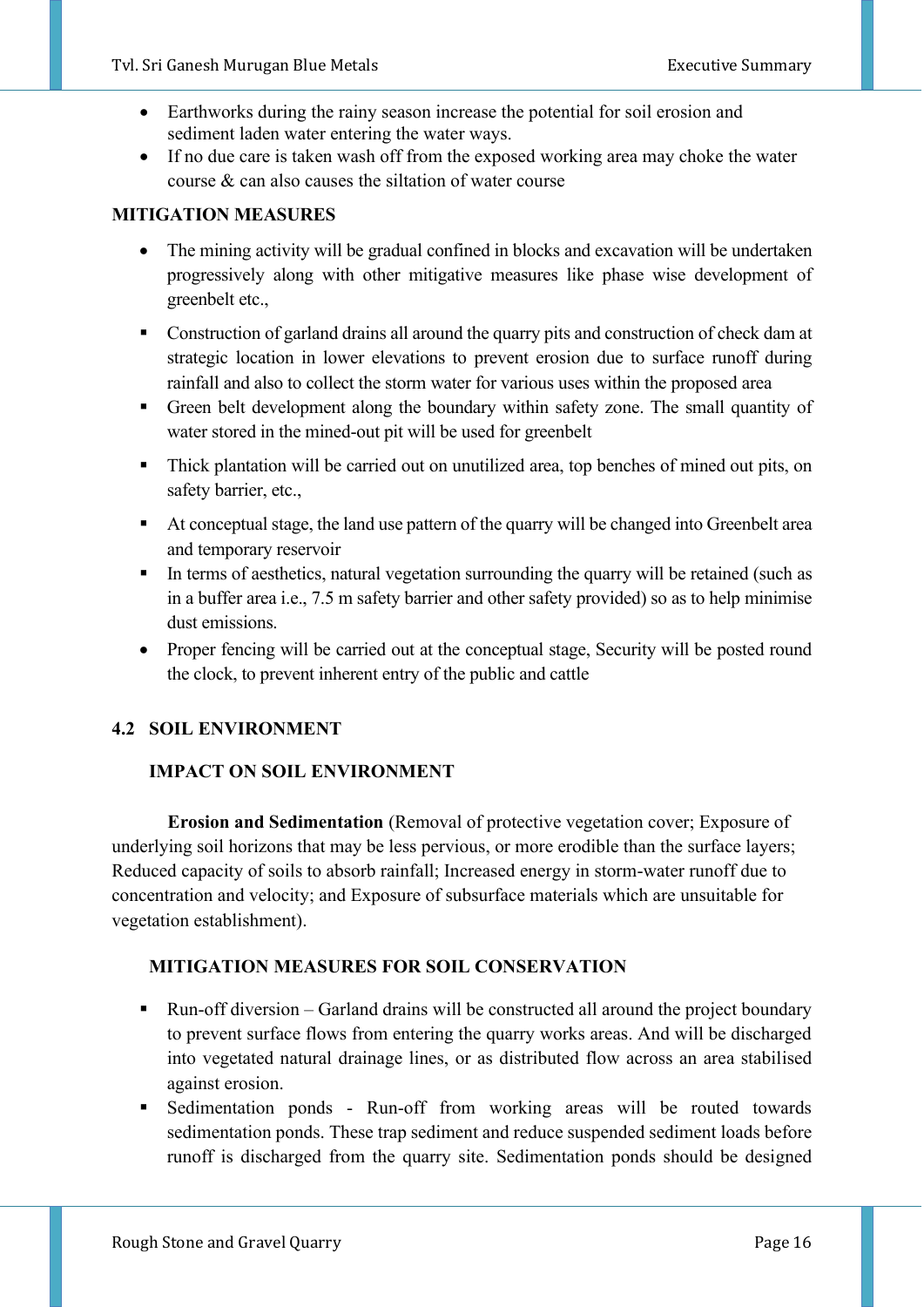- Earthworks during the rainy season increase the potential for soil erosion and sediment laden water entering the water ways.
- If no due care is taken wash off from the exposed working area may choke the water course & can also causes the siltation of water course

**MITIGATION MEASURES**

- The mining activity will be gradual confined in blocks and excavation will be undertaken progressively along with other mitigative measures like phase wise development of greenbelt etc.,
- Construction of garland drains all around the quarry pits and construction of check dam at strategic location in lower elevations to prevent erosion due to surface runoff during rainfall and also to collect the storm water for various uses within the proposed area
- Green belt development along the boundary within safety zone. The small quantity of water stored in the mined-out pit will be used for greenbelt
- Thick plantation will be carried out on unutilized area, top benches of mined out pits, on safety barrier, etc.,
- At conceptual stage, the land use pattern of the quarry will be changed into Greenbelt area and temporary reservoir
- In terms of aesthetics, natural vegetation surrounding the quarry will be retained (such as in a buffer area i.e., 7.5 m safety barrier and other safety provided) so as to help minimise dust emissions.
- Proper fencing will be carried out at the conceptual stage, Security will be posted round the clock, to prevent inherent entry of the public and cattle

## 4.2 SOIL ENVIRONMENT

### IMPACT ON SOIL ENVIRONMENT

**Erosion and Sedimentation** (Removal of protective vegetation cover; Exposure of underlying soil horizons that may be less pervious, or more erodible than the surface layers; Reduced capacity of soils to absorb rainfall; Increased energy in storm-water runoff due to concentration and velocity; and Exposure of subsurface materials which are unsuitable for vegetation establishment).

### MITIGATION MEASURES FOR SOIL CONSERVATION

- Run-off diversion – Garland drains will be constructed all around the project boundary to prevent surface flows from entering the quarry works areas. And will be discharged into vegetated natural drainage lines, or as distributed flow across an area stabilised against erosion.
- Sedimentation ponds - Run-off from working areas will be routed towards sedimentation ponds. These trap sediment and reduce suspended sediment loads before runoff is discharged from the quarry site. Sedimentation ponds should be designed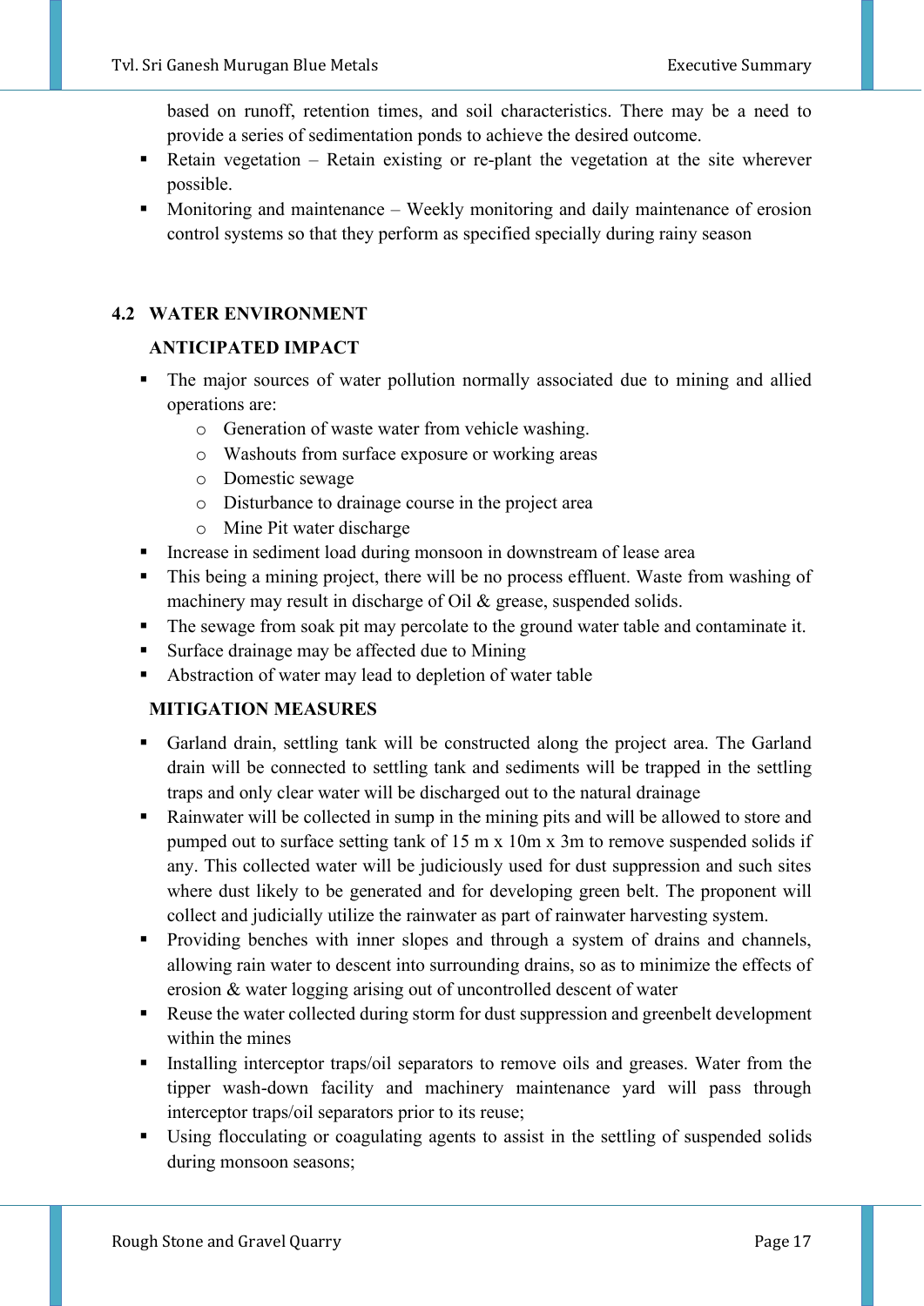based on runoff, retention times, and soil characteristics. There may be a need to provide a series of sedimentation ponds to achieve the desired outcome.

- Retain vegetation – Retain existing or re-plant the vegetation at the site wherever possible.
- Monitoring and maintenance – Weekly monitoring and daily maintenance of erosion control systems so that they perform as specified specially during rainy season

## 4.2 WATER ENVIRONMENT

### ANTICIPATED IMPACT

- The major sources of water pollution normally associated due to mining and allied operations are:
    - Generation of waste water from vehicle washing.
    - Washouts from surface exposure or working areas
    - Domestic sewage
    - Disturbance to drainage course in the project area
    - Mine Pit water discharge
- Increase in sediment load during monsoon in downstream of lease area
- This being a mining project, there will be no process effluent. Waste from washing of machinery may result in discharge of Oil & grease, suspended solids.
- The sewage from soak pit may percolate to the ground water table and contaminate it.
- Surface drainage may be affected due to Mining
- Abstraction of water may lead to depletion of water table

### MITIGATION MEASURES

- Garland drain, settling tank will be constructed along the project area. The Garland drain will be connected to settling tank and sediments will be trapped in the settling traps and only clear water will be discharged out to the natural drainage
- Rainwater will be collected in sump in the mining pits and will be allowed to store and pumped out to surface setting tank of 15 m x 10m x 3m to remove suspended solids if any. This collected water will be judiciously used for dust suppression and such sites where dust likely to be generated and for developing green belt. The proponent will collect and judicially utilize the rainwater as part of rainwater harvesting system.
- Providing benches with inner slopes and through a system of drains and channels, allowing rain water to descent into surrounding drains, so as to minimize the effects of erosion & water logging arising out of uncontrolled descent of water
- Reuse the water collected during storm for dust suppression and greenbelt development within the mines
- Installing interceptor traps/oil separators to remove oils and greases. Water from the tipper wash-down facility and machinery maintenance yard will pass through interceptor traps/oil separators prior to its reuse;
- Using flocculating or coagulating agents to assist in the settling of suspended solids during monsoon seasons;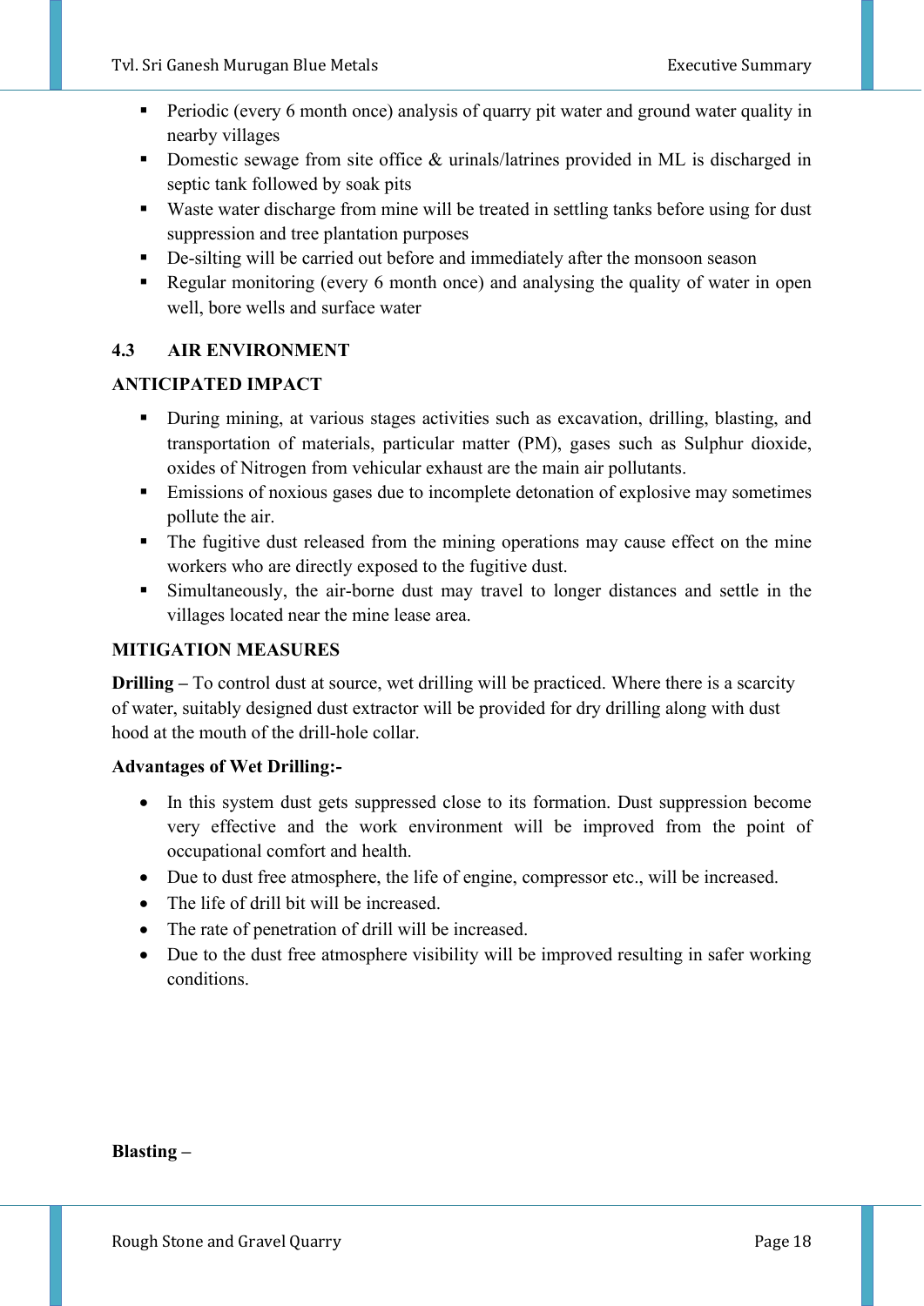- Periodic (every 6 month once) analysis of quarry pit water and ground water quality in nearby villages
- Domestic sewage from site office & urinals/latrines provided in ML is discharged in septic tank followed by soak pits
- Waste water discharge from mine will be treated in settling tanks before using for dust suppression and tree plantation purposes
- De-silting will be carried out before and immediately after the monsoon season
- Regular monitoring (every 6 month once) and analysing the quality of water in open well, bore wells and surface water

## 4.3 AIR ENVIRONMENT

### ANTICIPATED IMPACT

- During mining, at various stages activities such as excavation, drilling, blasting, and transportation of materials, particular matter (PM), gases such as Sulphur dioxide, oxides of Nitrogen from vehicular exhaust are the main air pollutants.
- Emissions of noxious gases due to incomplete detonation of explosive may sometimes pollute the air.
- The fugitive dust released from the mining operations may cause effect on the mine workers who are directly exposed to the fugitive dust.
- Simultaneously, the air-borne dust may travel to longer distances and settle in the villages located near the mine lease area.

### MITIGATION MEASURES

**Drilling –** To control dust at source, wet drilling will be practiced. Where there is a scarcity of water, suitably designed dust extractor will be provided for dry drilling along with dust hood at the mouth of the drill-hole collar.

**Advantages of Wet Drilling:-**

- In this system dust gets suppressed close to its formation. Dust suppression become very effective and the work environment will be improved from the point of occupational comfort and health.
- Due to dust free atmosphere, the life of engine, compressor etc., will be increased.
- The life of drill bit will be increased.
- The rate of penetration of drill will be increased.
- Due to the dust free atmosphere visibility will be improved resulting in safer working conditions.

**Blasting –**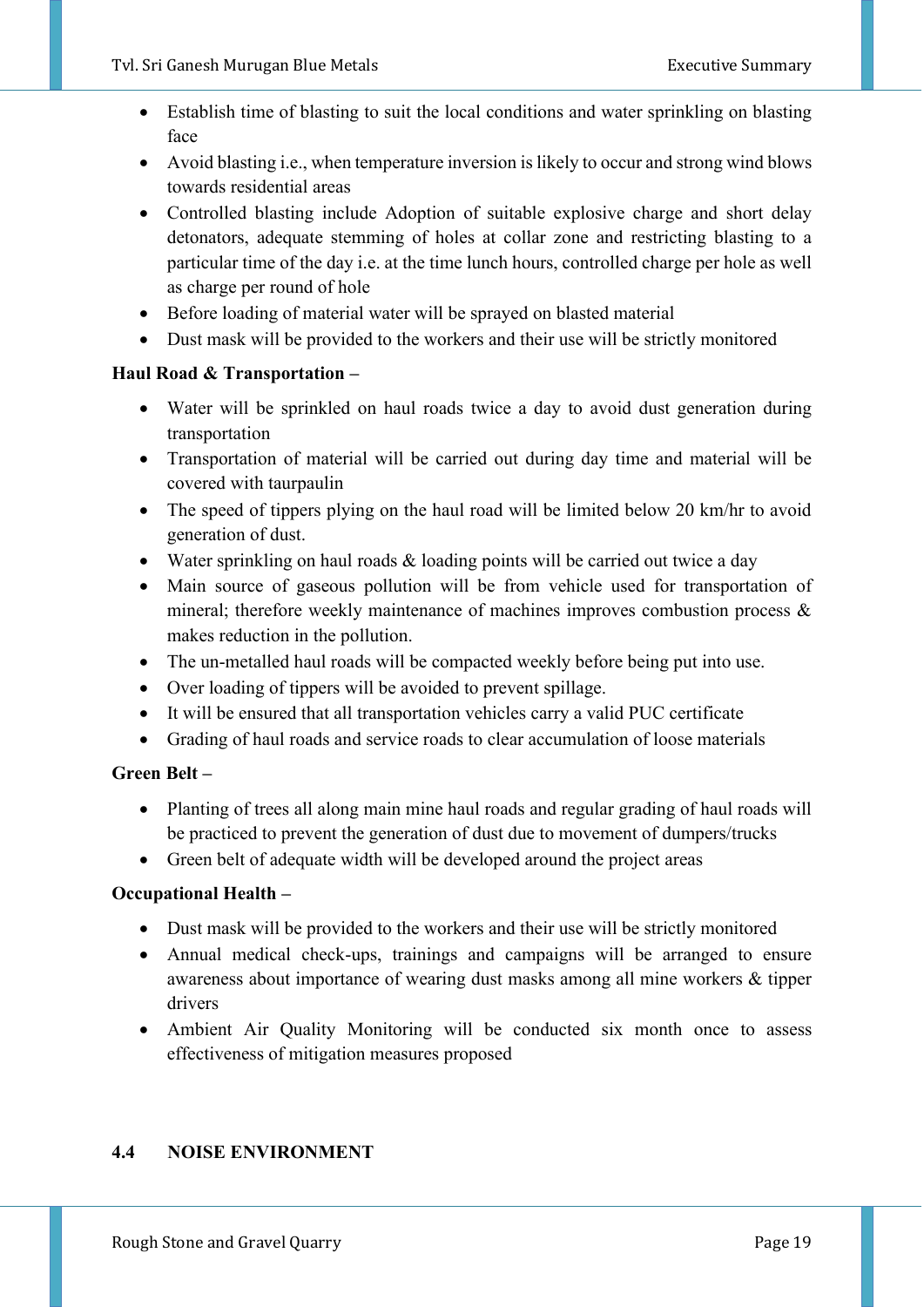- Establish time of blasting to suit the local conditions and water sprinkling on blasting face
- Avoid blasting i.e., when temperature inversion is likely to occur and strong wind blows towards residential areas
- Controlled blasting include Adoption of suitable explosive charge and short delay detonators, adequate stemming of holes at collar zone and restricting blasting to a particular time of the day i.e. at the time lunch hours, controlled charge per hole as well as charge per round of hole
- Before loading of material water will be sprayed on blasted material
- Dust mask will be provided to the workers and their use will be strictly monitored

**Haul Road & Transportation –**

- Water will be sprinkled on haul roads twice a day to avoid dust generation during transportation
- Transportation of material will be carried out during day time and material will be covered with taurpaulin
- The speed of tippers plying on the haul road will be limited below 20 km/hr to avoid generation of dust.
- Water sprinkling on haul roads & loading points will be carried out twice a day
- Main source of gaseous pollution will be from vehicle used for transportation of mineral; therefore weekly maintenance of machines improves combustion process & makes reduction in the pollution.
- The un-metalled haul roads will be compacted weekly before being put into use.
- Over loading of tippers will be avoided to prevent spillage.
- It will be ensured that all transportation vehicles carry a valid PUC certificate
- Grading of haul roads and service roads to clear accumulation of loose materials

**Green Belt –**

- Planting of trees all along main mine haul roads and regular grading of haul roads will be practiced to prevent the generation of dust due to movement of dumpers/trucks
- Green belt of adequate width will be developed around the project areas

**Occupational Health –**

- Dust mask will be provided to the workers and their use will be strictly monitored
- Annual medical check-ups, trainings and campaigns will be arranged to ensure awareness about importance of wearing dust masks among all mine workers & tipper drivers
- Ambient Air Quality Monitoring will be conducted six month once to assess effectiveness of mitigation measures proposed

## 4.4 NOISE ENVIRONMENT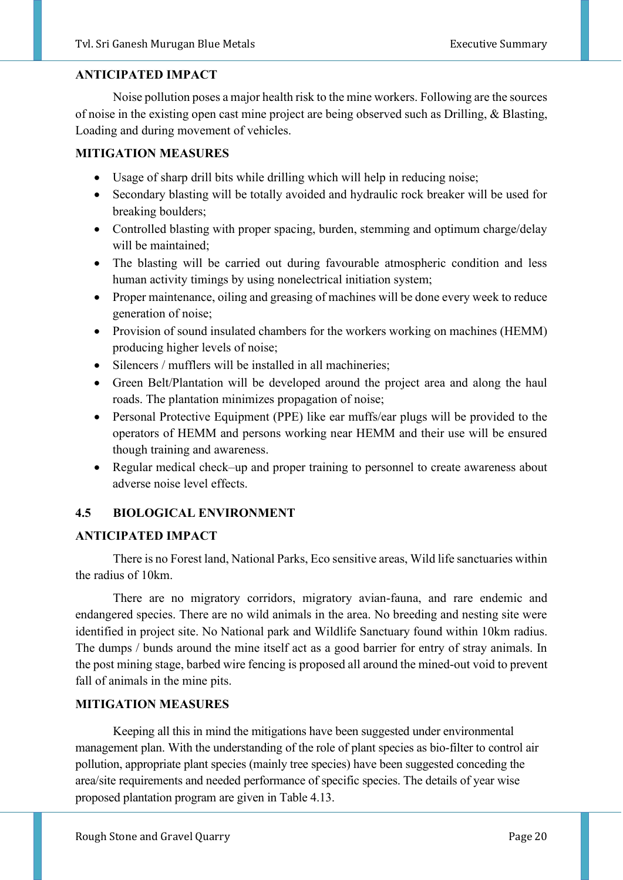**ANTICIPATED IMPACT**

Noise pollution poses a major health risk to the mine workers. Following are the sources of noise in the existing open cast mine project are being observed such as Drilling, & Blasting, Loading and during movement of vehicles.

**MITIGATION MEASURES**

- Usage of sharp drill bits while drilling which will help in reducing noise;
- Secondary blasting will be totally avoided and hydraulic rock breaker will be used for breaking boulders;
- Controlled blasting with proper spacing, burden, stemming and optimum charge/delay will be maintained;
- The blasting will be carried out during favourable atmospheric condition and less human activity timings by using nonelectrical initiation system;
- Proper maintenance, oiling and greasing of machines will be done every week to reduce generation of noise;
- Provision of sound insulated chambers for the workers working on machines (HEMM) producing higher levels of noise;
- Silencers / mufflers will be installed in all machineries;
- Green Belt/Plantation will be developed around the project area and along the haul roads. The plantation minimizes propagation of noise;
- Personal Protective Equipment (PPE) like ear muffs/ear plugs will be provided to the operators of HEMM and persons working near HEMM and their use will be ensured though training and awareness.
- Regular medical check–up and proper training to personnel to create awareness about adverse noise level effects.

## 4.5 BIOLOGICAL ENVIRONMENT

**ANTICIPATED IMPACT**

There is no Forest land, National Parks, Eco sensitive areas, Wild life sanctuaries within the radius of 10km.

There are no migratory corridors, migratory avian-fauna, and rare endemic and endangered species. There are no wild animals in the area. No breeding and nesting site were identified in project site. No National park and Wildlife Sanctuary found within 10km radius. The dumps / bunds around the mine itself act as a good barrier for entry of stray animals. In the post mining stage, barbed wire fencing is proposed all around the mined-out void to prevent fall of animals in the mine pits.

**MITIGATION MEASURES**

Keeping all this in mind the mitigations have been suggested under environmental management plan. With the understanding of the role of plant species as bio-filter to control air pollution, appropriate plant species (mainly tree species) have been suggested conceding the area/site requirements and needed performance of specific species. The details of year wise proposed plantation program are given in Table 4.13.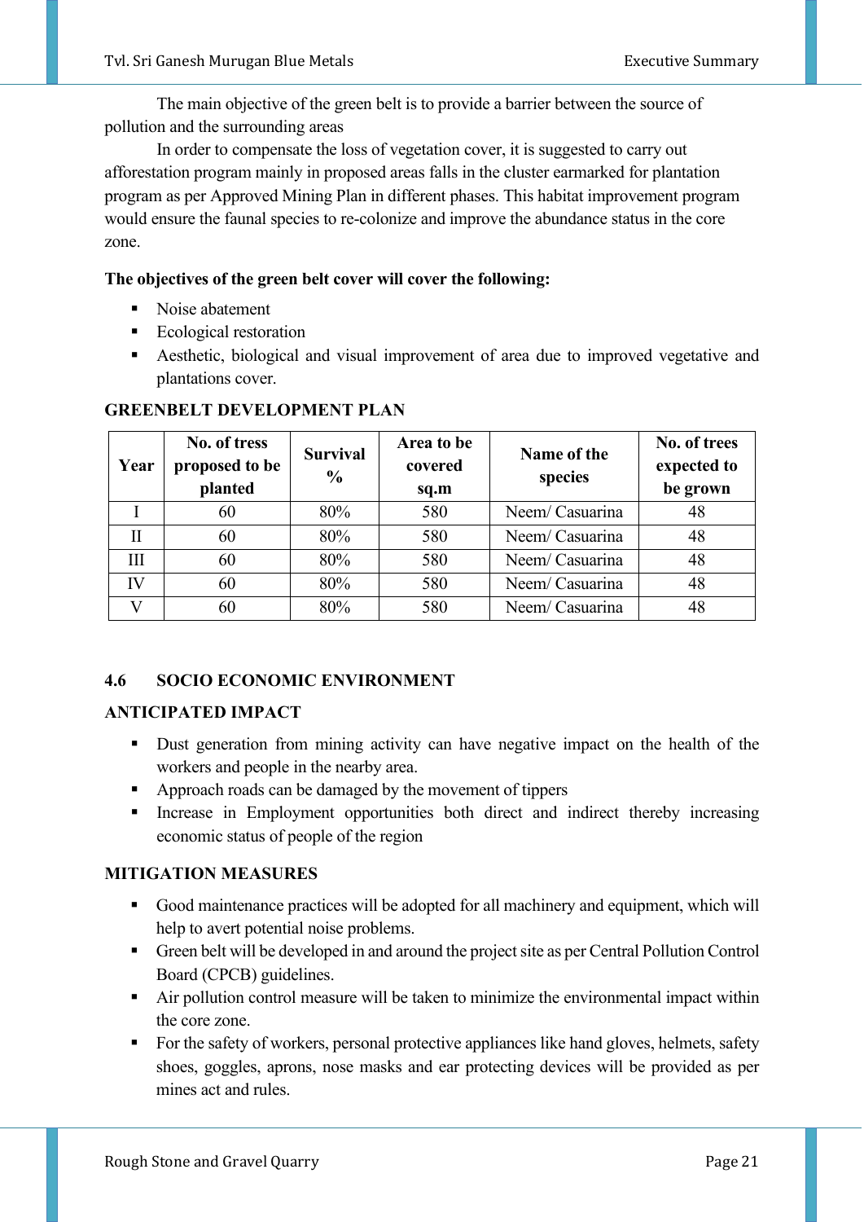The main objective of the green belt is to provide a barrier between the source of pollution and the surrounding areas

In order to compensate the loss of vegetation cover, it is suggested to carry out afforestation program mainly in proposed areas falls in the cluster earmarked for plantation program as per Approved Mining Plan in different phases. This habitat improvement program would ensure the faunal species to re-colonize and improve the abundance status in the core zone.

**The objectives of the green belt cover will cover the following:**

- Noise abatement
- Ecological restoration
- Aesthetic, biological and visual improvement of area due to improved vegetative and plantations cover.

**GREENBELT DEVELOPMENT PLAN**

| Year | No. of tress proposed to be planted | Survival % | Area to be covered sq.m | Name of the species | No. of trees expected to be grown |
|---|---|---|---|---|---|
| I | 60 | 80% | 580 | Neem/ Casuarina | 48 |
| II | 60 | 80% | 580 | Neem/ Casuarina | 48 |
| III | 60 | 80% | 580 | Neem/ Casuarina | 48 |
| IV | 60 | 80% | 580 | Neem/ Casuarina | 48 |
| V | 60 | 80% | 580 | Neem/ Casuarina | 48 |

## 4.6 SOCIO ECONOMIC ENVIRONMENT

### ANTICIPATED IMPACT

- Dust generation from mining activity can have negative impact on the health of the workers and people in the nearby area.
- Approach roads can be damaged by the movement of tippers
- Increase in Employment opportunities both direct and indirect thereby increasing economic status of people of the region

### MITIGATION MEASURES

- Good maintenance practices will be adopted for all machinery and equipment, which will help to avert potential noise problems.
- Green belt will be developed in and around the project site as per Central Pollution Control Board (CPCB) guidelines.
- Air pollution control measure will be taken to minimize the environmental impact within the core zone.
- For the safety of workers, personal protective appliances like hand gloves, helmets, safety shoes, goggles, aprons, nose masks and ear protecting devices will be provided as per mines act and rules.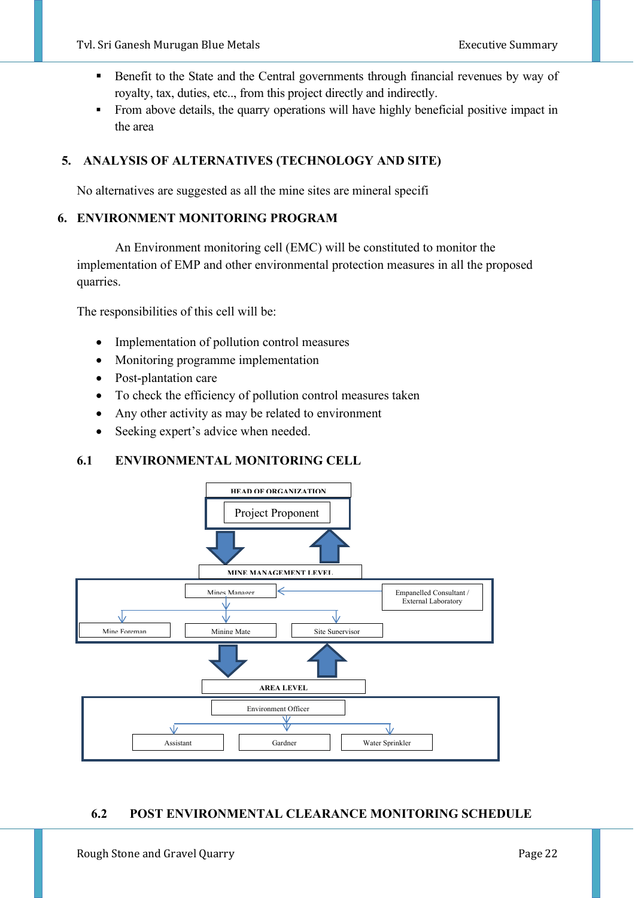- Benefit to the State and the Central governments through financial revenues by way of royalty, tax, duties, etc.., from this project directly and indirectly.
- From above details, the quarry operations will have highly beneficial positive impact in the area

## 5. ANALYSIS OF ALTERNATIVES (TECHNOLOGY AND SITE)

No alternatives are suggested as all the mine sites are mineral specifi

## 6. ENVIRONMENT MONITORING PROGRAM

An Environment monitoring cell (EMC) will be constituted to monitor the implementation of EMP and other environmental protection measures in all the proposed quarries.

The responsibilities of this cell will be:

- Implementation of pollution control measures
- Monitoring programme implementation
- Post-plantation care
- To check the efficiency of pollution control measures taken
- Any other activity as may be related to environment
- Seeking expert's advice when needed.

### 6.1 ENVIRONMENTAL MONITORING CELL

HEAD OF ORGANIZATION

Project Proponent

MINE MANAGEMENT LEVEL

Mines Manager ← Empanelled Consultant / External Laboratory

Mine Foreman | Mining Mate | Site Supervisor

AREA LEVEL

Environment Officer

Assistant | Gardner | Water Sprinkler

### 6.2 POST ENVIRONMENTAL CLEARANCE MONITORING SCHEDULE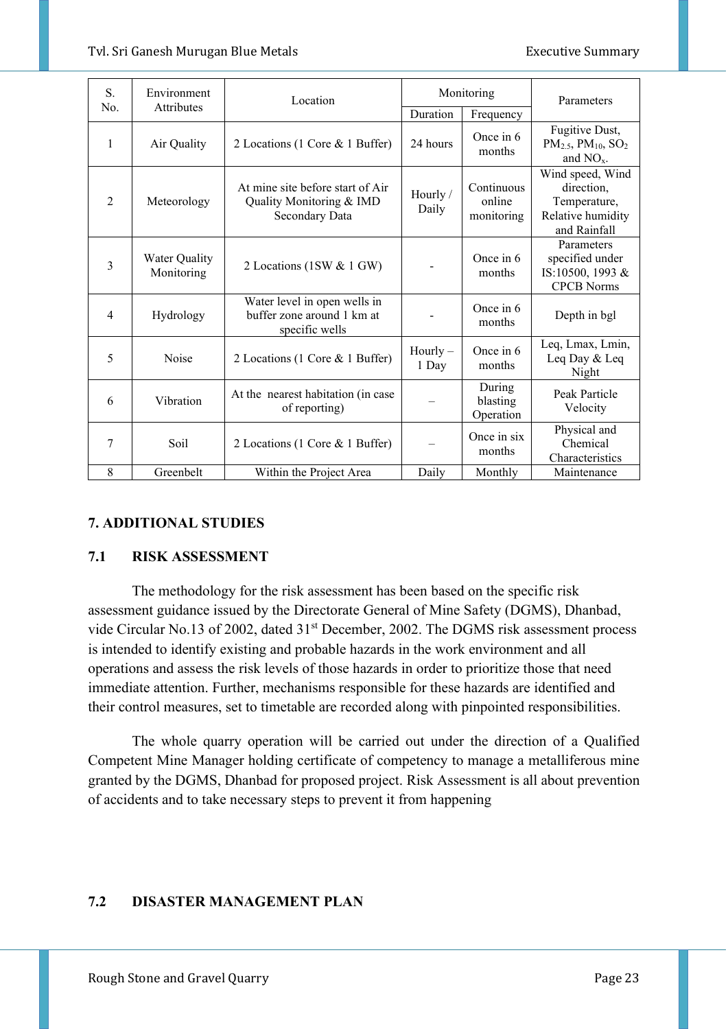| S. No. | Environment Attributes | Location | Monitoring | | Parameters |
|---|---|---|---|---|---|
| | | | Duration | Frequency | |
| 1 | Air Quality | 2 Locations (1 Core & 1 Buffer) | 24 hours | Once in 6 months | Fugitive Dust, $PM_{2.5}$, $PM_{10}$, $SO_2$ and $NO_x$. |
| 2 | Meteorology | At mine site before start of Air Quality Monitoring & IMD Secondary Data | Hourly / Daily | Continuous online monitoring | Wind speed, Wind direction, Temperature, Relative humidity and Rainfall |
| 3 | Water Quality Monitoring | 2 Locations (1SW & 1 GW) | - | Once in 6 months | Parameters specified under IS:10500, 1993 & CPCB Norms |
| 4 | Hydrology | Water level in open wells in buffer zone around 1 km at specific wells | - | Once in 6 months | Depth in bgl |
| 5 | Noise | 2 Locations (1 Core & 1 Buffer) | Hourly – 1 Day | Once in 6 months | Leq, Lmax, Lmin, Leq Day & Leq Night |
| 6 | Vibration | At the nearest habitation (in case of reporting) | – | During blasting Operation | Peak Particle Velocity |
| 7 | Soil | 2 Locations (1 Core & 1 Buffer) | – | Once in six months | Physical and Chemical Characteristics |
| 8 | Greenbelt | Within the Project Area | Daily | Monthly | Maintenance |

## 7. ADDITIONAL STUDIES

### 7.1 RISK ASSESSMENT

The methodology for the risk assessment has been based on the specific risk assessment guidance issued by the Directorate General of Mine Safety (DGMS), Dhanbad, vide Circular No.13 of 2002, dated 31st December, 2002. The DGMS risk assessment process is intended to identify existing and probable hazards in the work environment and all operations and assess the risk levels of those hazards in order to prioritize those that need immediate attention. Further, mechanisms responsible for these hazards are identified and their control measures, set to timetable are recorded along with pinpointed responsibilities.

The whole quarry operation will be carried out under the direction of a Qualified Competent Mine Manager holding certificate of competency to manage a metalliferous mine granted by the DGMS, Dhanbad for proposed project. Risk Assessment is all about prevention of accidents and to take necessary steps to prevent it from happening

### 7.2 DISASTER MANAGEMENT PLAN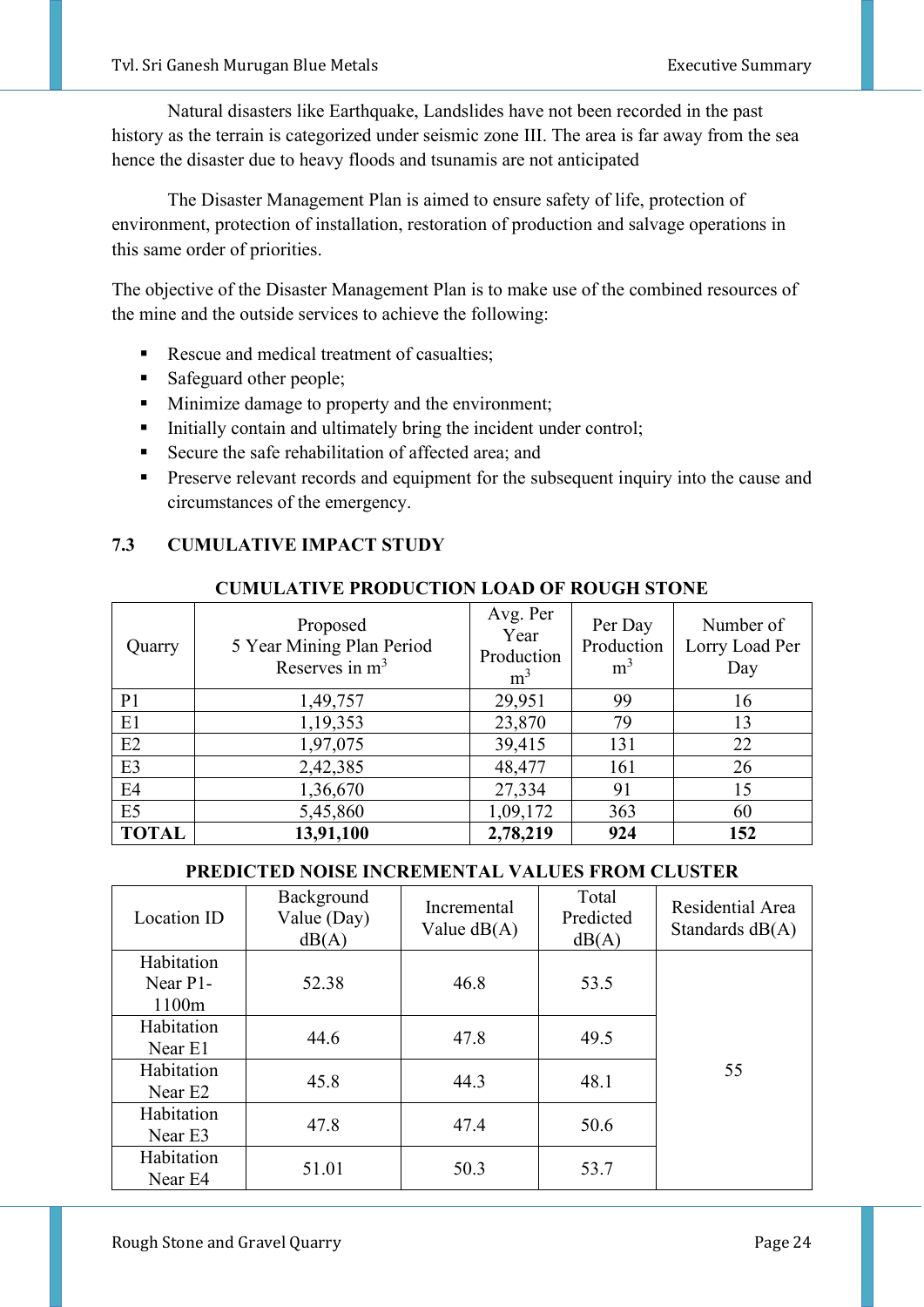Natural disasters like Earthquake, Landslides have not been recorded in the past history as the terrain is categorized under seismic zone III. The area is far away from the sea hence the disaster due to heavy floods and tsunamis are not anticipated

The Disaster Management Plan is aimed to ensure safety of life, protection of environment, protection of installation, restoration of production and salvage operations in this same order of priorities.

The objective of the Disaster Management Plan is to make use of the combined resources of the mine and the outside services to achieve the following:

- Rescue and medical treatment of casualties;
- Safeguard other people;
- Minimize damage to property and the environment;
- Initially contain and ultimately bring the incident under control;
- Secure the safe rehabilitation of affected area; and
- Preserve relevant records and equipment for the subsequent inquiry into the cause and circumstances of the emergency.

## 7.3 CUMULATIVE IMPACT STUDY

**CUMULATIVE PRODUCTION LOAD OF ROUGH STONE**

| Quarry | Proposed 5 Year Mining Plan Period Reserves in $m^3$ | Avg. Per Year Production $m^3$ | Per Day Production $m^3$ | Number of Lorry Load Per Day |
|---|---|---|---|---|
| P1 | 1,49,757 | 29,951 | 99 | 16 |
| E1 | 1,19,353 | 23,870 | 79 | 13 |
| E2 | 1,97,075 | 39,415 | 131 | 22 |
| E3 | 2,42,385 | 48,477 | 161 | 26 |
| E4 | 1,36,670 | 27,334 | 91 | 15 |
| E5 | 5,45,860 | 1,09,172 | 363 | 60 |
| **TOTAL** | **13,91,100** | **2,78,219** | **924** | **152** |

**PREDICTED NOISE INCREMENTAL VALUES FROM CLUSTER**

| Location ID | Background Value (Day) dB(A) | Incremental Value dB(A) | Total Predicted dB(A) | Residential Area Standards dB(A) |
|---|---|---|---|---|
| Habitation Near P1-1100m | 52.38 | 46.8 | 53.5 | 55 |
| Habitation Near E1 | 44.6 | 47.8 | 49.5 | |
| Habitation Near E2 | 45.8 | 44.3 | 48.1 | |
| Habitation Near E3 | 47.8 | 47.4 | 50.6 | |
| Habitation Near E4 | 51.01 | 50.3 | 53.7 | |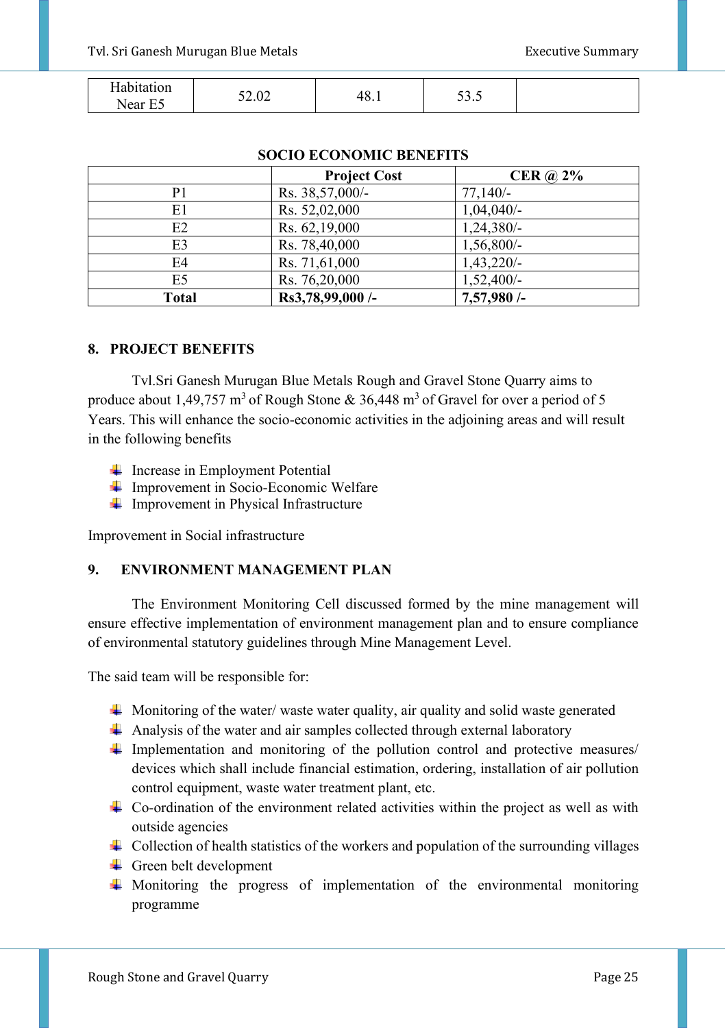| Habitation Near E5 | 52.02 | 48.1 | 53.5 | |
|---|---|---|---|---|

**SOCIO ECONOMIC BENEFITS**

| | Project Cost | CER @ 2% |
|---|---|---|
| P1 | Rs. 38,57,000/- | 77,140/- |
| E1 | Rs. 52,02,000 | 1,04,040/- |
| E2 | Rs. 62,19,000 | 1,24,380/- |
| E3 | Rs. 78,40,000 | 1,56,800/- |
| E4 | Rs. 71,61,000 | 1,43,220/- |
| E5 | Rs. 76,20,000 | 1,52,400/- |
| **Total** | **Rs3,78,99,000 /-** | **7,57,980 /-** |

## 8. PROJECT BENEFITS

Tvl.Sri Ganesh Murugan Blue Metals Rough and Gravel Stone Quarry aims to produce about 1,49,757 $m^3$ of Rough Stone & 36,448 $m^3$ of Gravel for over a period of 5 Years. This will enhance the socio-economic activities in the adjoining areas and will result in the following benefits

- Increase in Employment Potential
- Improvement in Socio-Economic Welfare
- Improvement in Physical Infrastructure

Improvement in Social infrastructure

## 9. ENVIRONMENT MANAGEMENT PLAN

The Environment Monitoring Cell discussed formed by the mine management will ensure effective implementation of environment management plan and to ensure compliance of environmental statutory guidelines through Mine Management Level.

The said team will be responsible for:

- Monitoring of the water/ waste water quality, air quality and solid waste generated
- Analysis of the water and air samples collected through external laboratory
- Implementation and monitoring of the pollution control and protective measures/ devices which shall include financial estimation, ordering, installation of air pollution control equipment, waste water treatment plant, etc.
- Co-ordination of the environment related activities within the project as well as with outside agencies
- Collection of health statistics of the workers and population of the surrounding villages
- Green belt development
- Monitoring the progress of implementation of the environmental monitoring programme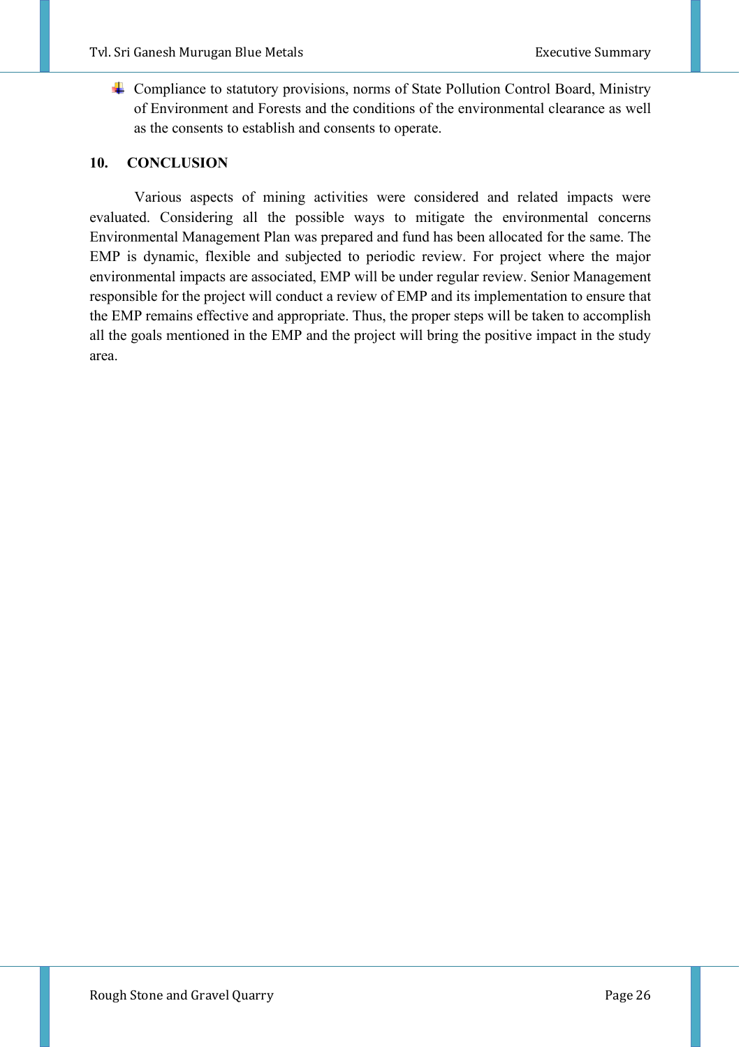- Compliance to statutory provisions, norms of State Pollution Control Board, Ministry of Environment and Forests and the conditions of the environmental clearance as well as the consents to establish and consents to operate.

## 10. CONCLUSION

Various aspects of mining activities were considered and related impacts were evaluated. Considering all the possible ways to mitigate the environmental concerns Environmental Management Plan was prepared and fund has been allocated for the same. The EMP is dynamic, flexible and subjected to periodic review. For project where the major environmental impacts are associated, EMP will be under regular review. Senior Management responsible for the project will conduct a review of EMP and its implementation to ensure that the EMP remains effective and appropriate. Thus, the proper steps will be taken to accomplish all the goals mentioned in the EMP and the project will bring the positive impact in the study area.